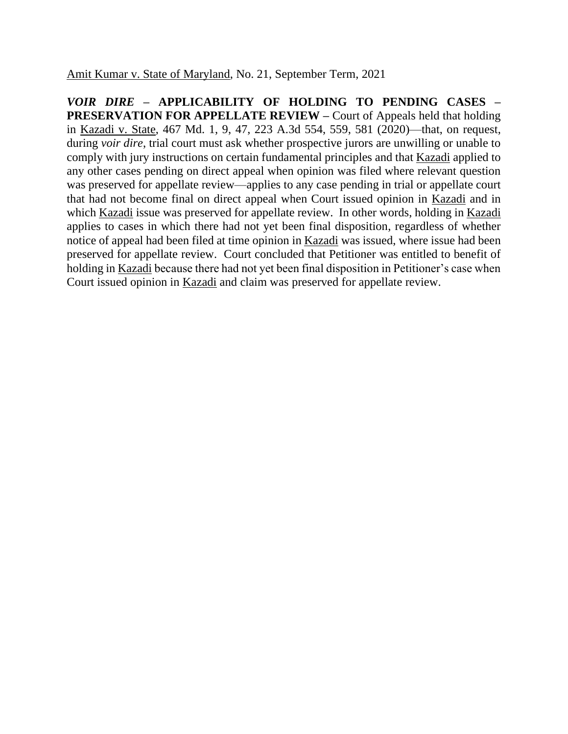Amit Kumar v. State of Maryland, No. 21, September Term, 2021

***VOIR DIRE*** **– APPLICABILITY OF HOLDING TO PENDING CASES – PRESERVATION FOR APPELLATE REVIEW –** Court of Appeals held that holding in Kazadi v. State, 467 Md. 1, 9, 47, 223 A.3d 554, 559, 581 (2020)—that, on request, during *voir dire*, trial court must ask whether prospective jurors are unwilling or unable to comply with jury instructions on certain fundamental principles and that Kazadi applied to any other cases pending on direct appeal when opinion was filed where relevant question was preserved for appellate review—applies to any case pending in trial or appellate court that had not become final on direct appeal when Court issued opinion in Kazadi and in which Kazadi issue was preserved for appellate review. In other words, holding in Kazadi applies to cases in which there had not yet been final disposition, regardless of whether notice of appeal had been filed at time opinion in Kazadi was issued, where issue had been preserved for appellate review. Court concluded that Petitioner was entitled to benefit of holding in Kazadi because there had not yet been final disposition in Petitioner's case when Court issued opinion in Kazadi and claim was preserved for appellate review.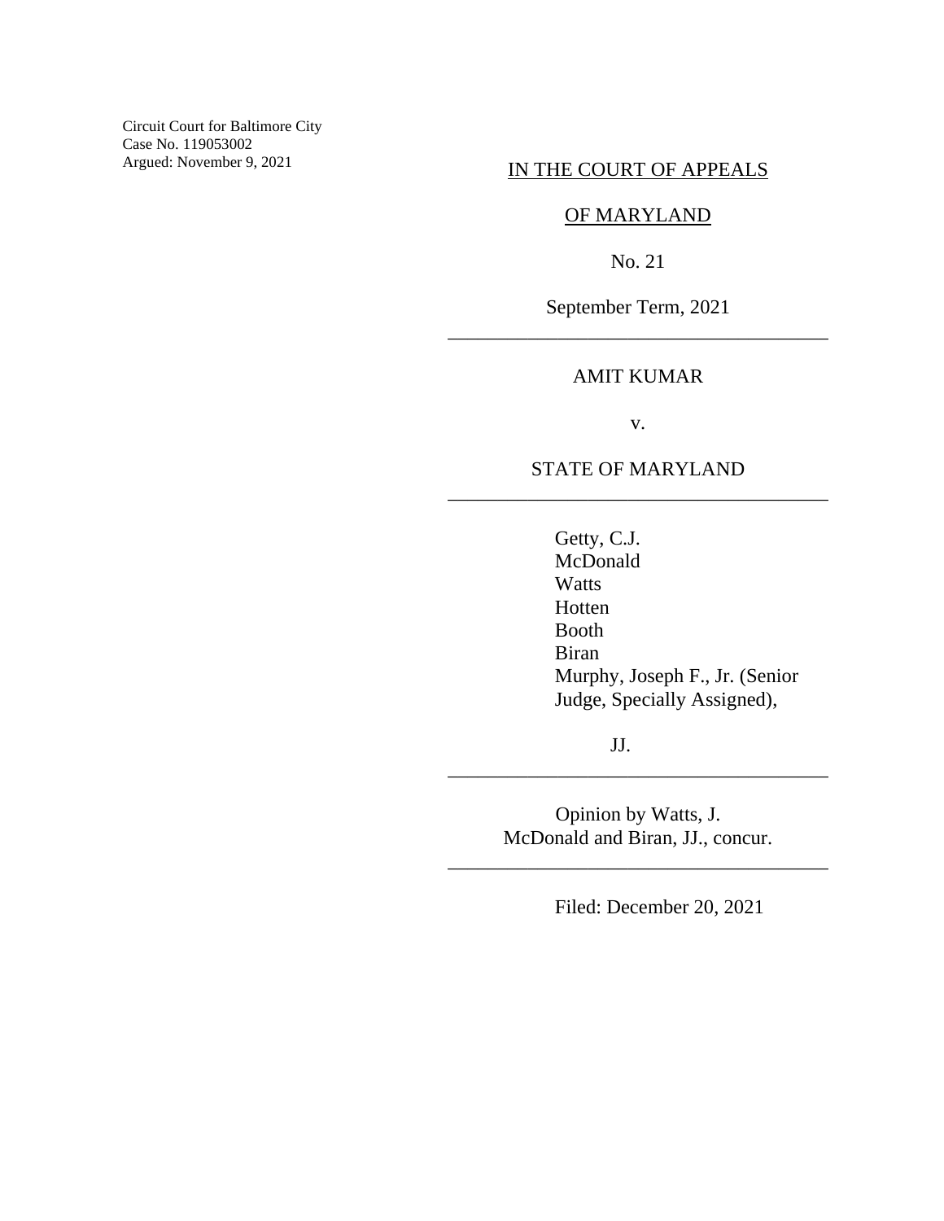Circuit Court for Baltimore City
Case No. 119053002
Argued: November 9, 2021

IN THE COURT OF APPEALS

OF MARYLAND

No. 21

September Term, 2021

---

AMIT KUMAR

v.

STATE OF MARYLAND

---

Getty, C.J.
McDonald
Watts
Hotten
Booth
Biran
Murphy, Joseph F., Jr. (Senior Judge, Specially Assigned),

JJ.

---

Opinion by Watts, J.
McDonald and Biran, JJ., concur.

---

Filed: December 20, 2021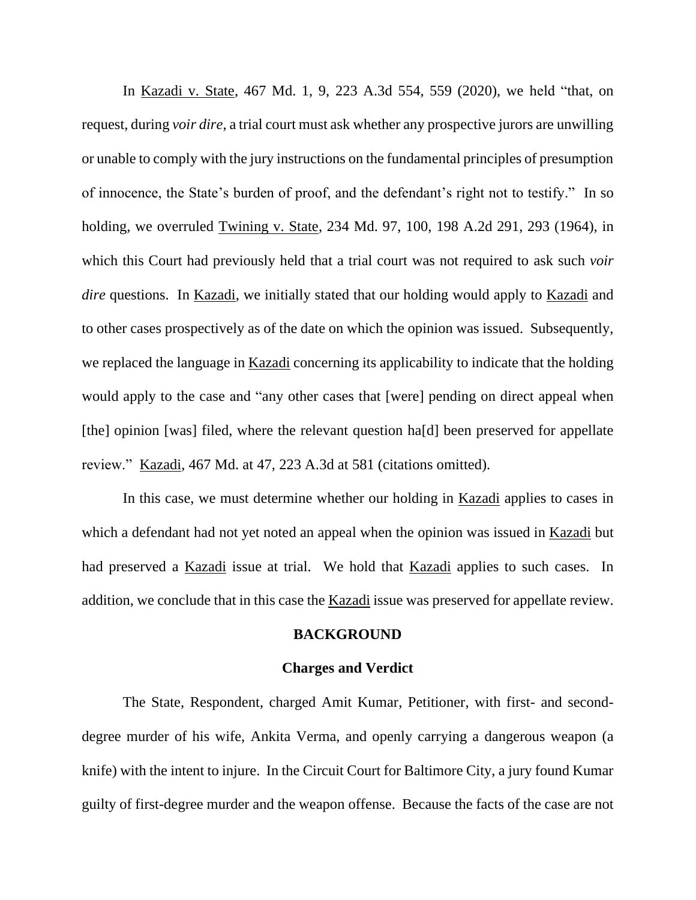In Kazadi v. State, 467 Md. 1, 9, 223 A.3d 554, 559 (2020), we held "that, on request, during *voir dire*, a trial court must ask whether any prospective jurors are unwilling or unable to comply with the jury instructions on the fundamental principles of presumption of innocence, the State's burden of proof, and the defendant's right not to testify." In so holding, we overruled Twining v. State, 234 Md. 97, 100, 198 A.2d 291, 293 (1964), in which this Court had previously held that a trial court was not required to ask such *voir dire* questions. In Kazadi, we initially stated that our holding would apply to Kazadi and to other cases prospectively as of the date on which the opinion was issued. Subsequently, we replaced the language in Kazadi concerning its applicability to indicate that the holding would apply to the case and "any other cases that [were] pending on direct appeal when [the] opinion [was] filed, where the relevant question ha[d] been preserved for appellate review." Kazadi, 467 Md. at 47, 223 A.3d at 581 (citations omitted).

In this case, we must determine whether our holding in Kazadi applies to cases in which a defendant had not yet noted an appeal when the opinion was issued in Kazadi but had preserved a Kazadi issue at trial. We hold that Kazadi applies to such cases. In addition, we conclude that in this case the Kazadi issue was preserved for appellate review.

## BACKGROUND

### Charges and Verdict

The State, Respondent, charged Amit Kumar, Petitioner, with first- and second-degree murder of his wife, Ankita Verma, and openly carrying a dangerous weapon (a knife) with the intent to injure. In the Circuit Court for Baltimore City, a jury found Kumar guilty of first-degree murder and the weapon offense. Because the facts of the case are not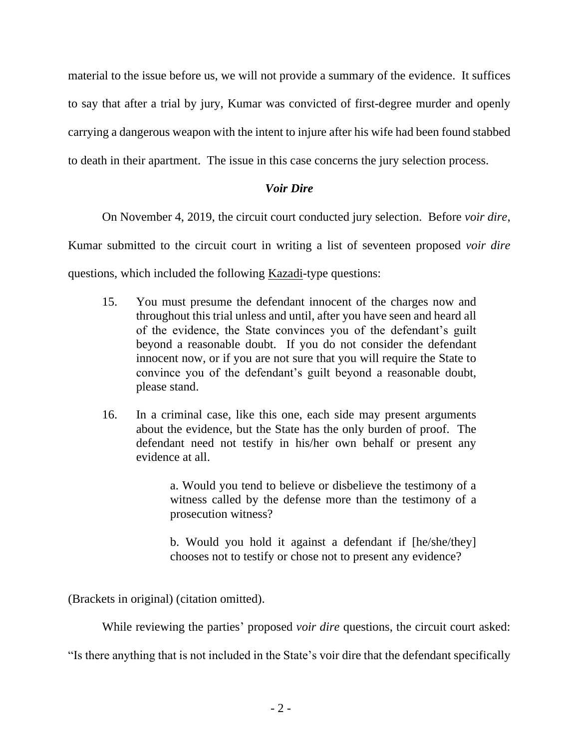material to the issue before us, we will not provide a summary of the evidence. It suffices to say that after a trial by jury, Kumar was convicted of first-degree murder and openly carrying a dangerous weapon with the intent to injure after his wife had been found stabbed to death in their apartment. The issue in this case concerns the jury selection process.

### *Voir Dire*

On November 4, 2019, the circuit court conducted jury selection. Before *voir dire*, Kumar submitted to the circuit court in writing a list of seventeen proposed *voir dire* questions, which included the following Kazadi-type questions:

> 15. You must presume the defendant innocent of the charges now and throughout this trial unless and until, after you have seen and heard all of the evidence, the State convinces you of the defendant's guilt beyond a reasonable doubt. If you do not consider the defendant innocent now, or if you are not sure that you will require the State to convince you of the defendant's guilt beyond a reasonable doubt, please stand.
>
> 16. In a criminal case, like this one, each side may present arguments about the evidence, but the State has the only burden of proof. The defendant need not testify in his/her own behalf or present any evidence at all.
>
> > a. Would you tend to believe or disbelieve the testimony of a witness called by the defense more than the testimony of a prosecution witness?
> >
> > b. Would you hold it against a defendant if [he/she/they] chooses not to testify or chose not to present any evidence?

(Brackets in original) (citation omitted).

While reviewing the parties' proposed *voir dire* questions, the circuit court asked: "Is there anything that is not included in the State's voir dire that the defendant specifically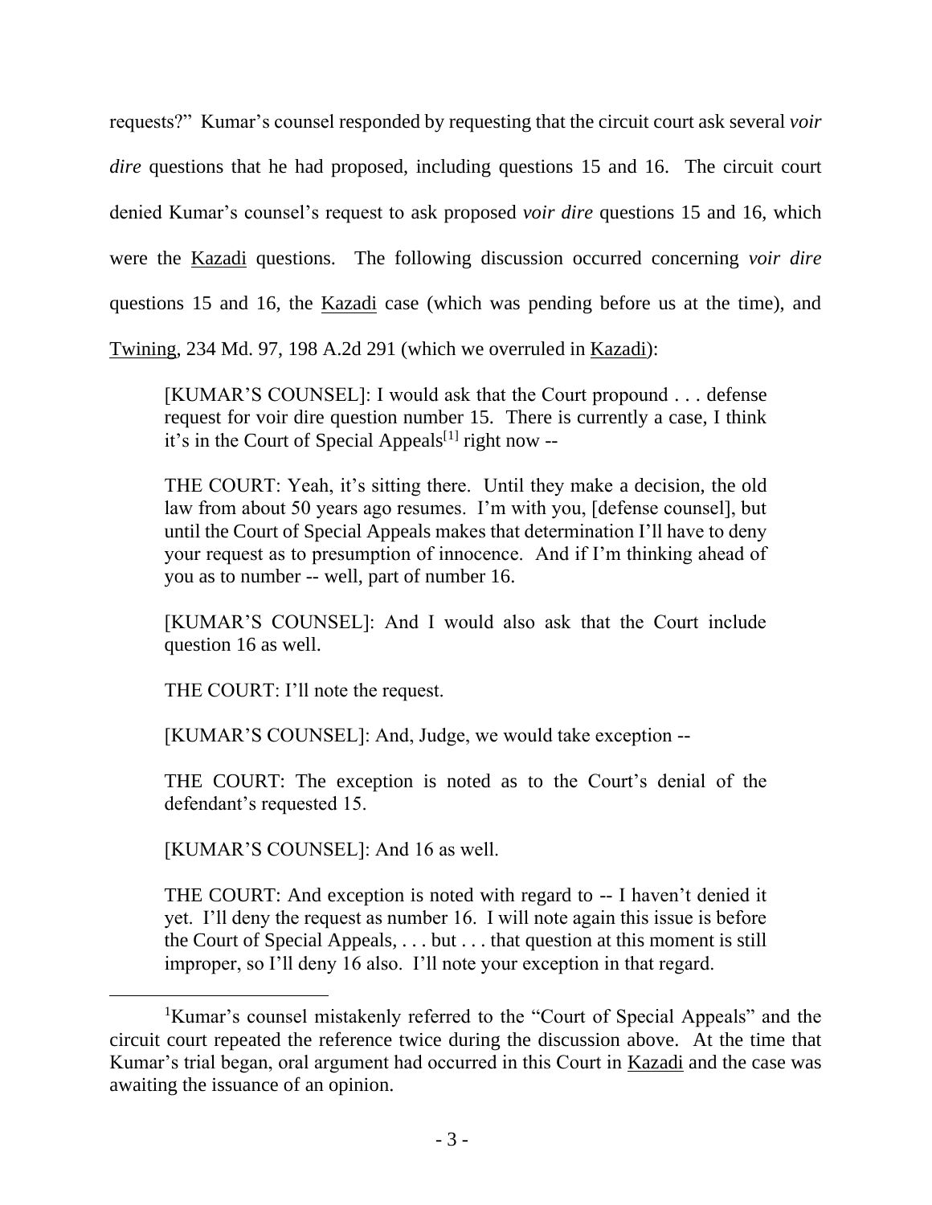requests?" Kumar's counsel responded by requesting that the circuit court ask several *voir dire* questions that he had proposed, including questions 15 and 16. The circuit court denied Kumar's counsel's request to ask proposed *voir dire* questions 15 and 16, which were the Kazadi questions. The following discussion occurred concerning *voir dire* questions 15 and 16, the Kazadi case (which was pending before us at the time), and Twining, 234 Md. 97, 198 A.2d 291 (which we overruled in Kazadi):

> [KUMAR'S COUNSEL]: I would ask that the Court propound . . . defense request for voir dire question number 15. There is currently a case, I think it's in the Court of Special Appeals[1] right now --
>
> THE COURT: Yeah, it's sitting there. Until they make a decision, the old law from about 50 years ago resumes. I'm with you, [defense counsel], but until the Court of Special Appeals makes that determination I'll have to deny your request as to presumption of innocence. And if I'm thinking ahead of you as to number -- well, part of number 16.
>
> [KUMAR'S COUNSEL]: And I would also ask that the Court include question 16 as well.
>
> THE COURT: I'll note the request.
>
> [KUMAR'S COUNSEL]: And, Judge, we would take exception --
>
> THE COURT: The exception is noted as to the Court's denial of the defendant's requested 15.
>
> [KUMAR'S COUNSEL]: And 16 as well.
>
> THE COURT: And exception is noted with regard to -- I haven't denied it yet. I'll deny the request as number 16. I will note again this issue is before the Court of Special Appeals, . . . but . . . that question at this moment is still improper, so I'll deny 16 also. I'll note your exception in that regard.

[1]Kumar's counsel mistakenly referred to the "Court of Special Appeals" and the circuit court repeated the reference twice during the discussion above. At the time that Kumar's trial began, oral argument had occurred in this Court in Kazadi and the case was awaiting the issuance of an opinion.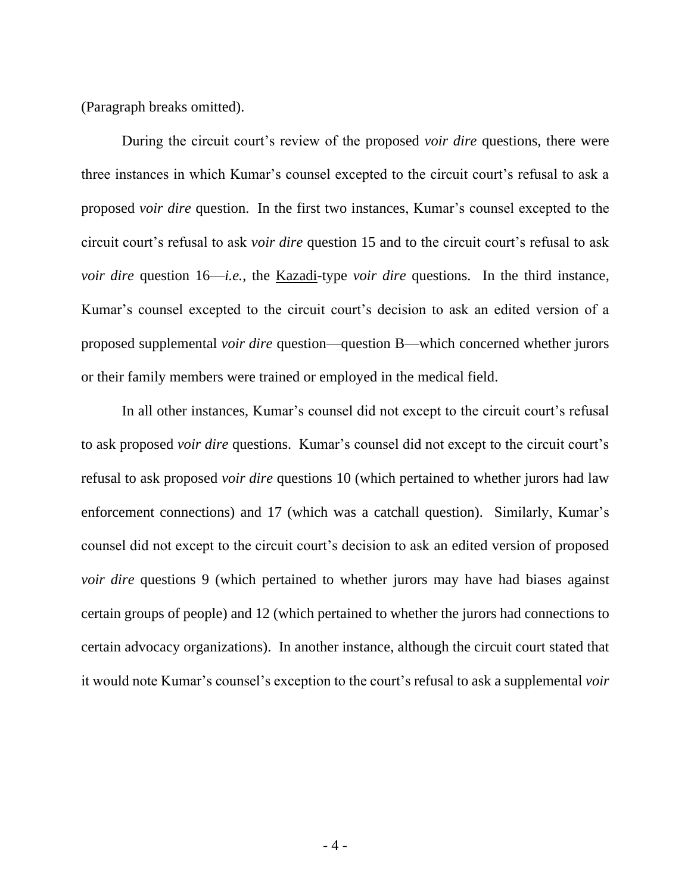(Paragraph breaks omitted).

During the circuit court's review of the proposed *voir dire* questions, there were three instances in which Kumar's counsel excepted to the circuit court's refusal to ask a proposed *voir dire* question. In the first two instances, Kumar's counsel excepted to the circuit court's refusal to ask *voir dire* question 15 and to the circuit court's refusal to ask *voir dire* question 16—*i.e.*, the Kazadi-type *voir dire* questions. In the third instance, Kumar's counsel excepted to the circuit court's decision to ask an edited version of a proposed supplemental *voir dire* question—question B—which concerned whether jurors or their family members were trained or employed in the medical field.

In all other instances, Kumar's counsel did not except to the circuit court's refusal to ask proposed *voir dire* questions. Kumar's counsel did not except to the circuit court's refusal to ask proposed *voir dire* questions 10 (which pertained to whether jurors had law enforcement connections) and 17 (which was a catchall question). Similarly, Kumar's counsel did not except to the circuit court's decision to ask an edited version of proposed *voir dire* questions 9 (which pertained to whether jurors may have had biases against certain groups of people) and 12 (which pertained to whether the jurors had connections to certain advocacy organizations). In another instance, although the circuit court stated that it would note Kumar's counsel's exception to the court's refusal to ask a supplemental *voir*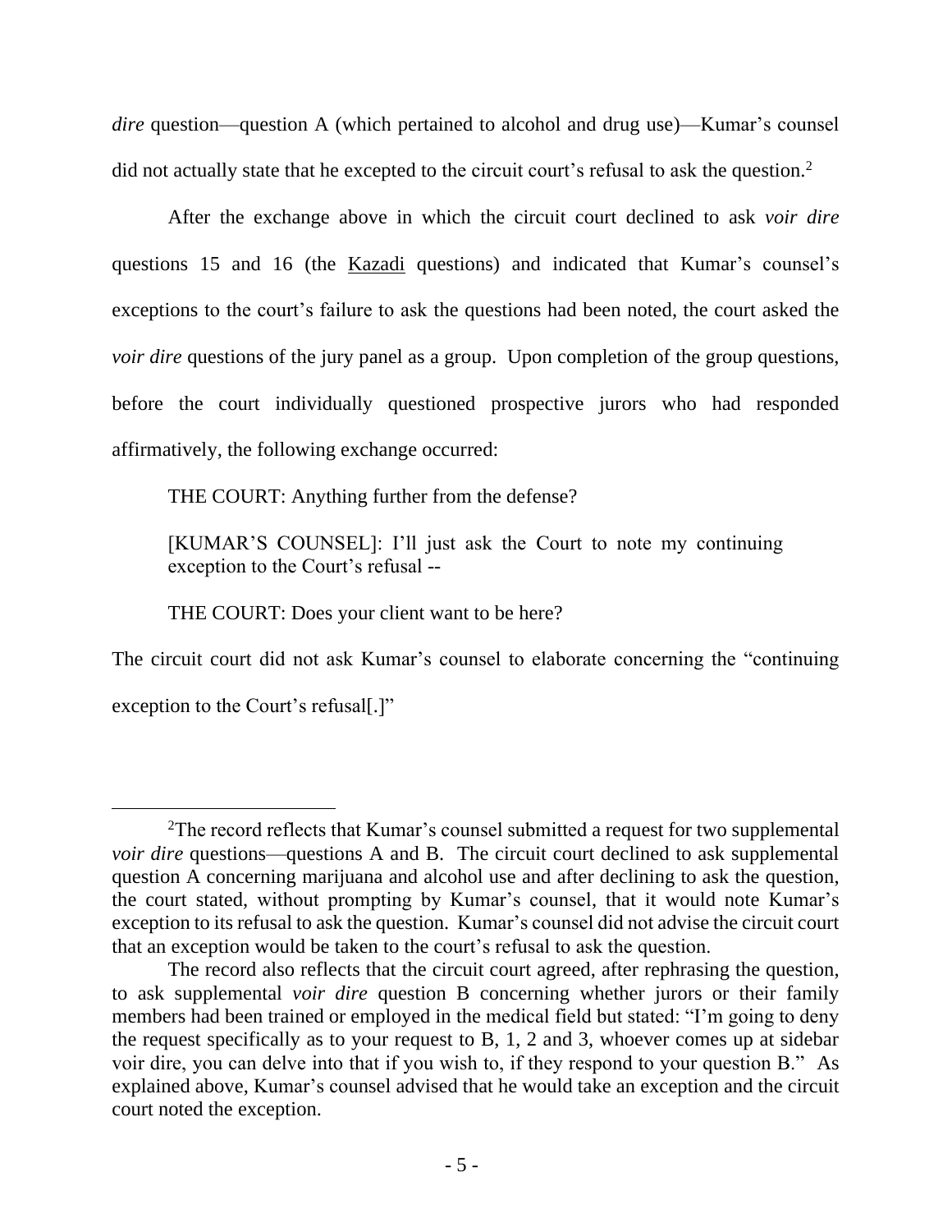*dire* question—question A (which pertained to alcohol and drug use)—Kumar's counsel did not actually state that he excepted to the circuit court's refusal to ask the question.[2]

After the exchange above in which the circuit court declined to ask *voir dire* questions 15 and 16 (the Kazadi questions) and indicated that Kumar's counsel's exceptions to the court's failure to ask the questions had been noted, the court asked the *voir dire* questions of the jury panel as a group. Upon completion of the group questions, before the court individually questioned prospective jurors who had responded affirmatively, the following exchange occurred:

> THE COURT: Anything further from the defense?
>
> [KUMAR'S COUNSEL]: I'll just ask the Court to note my continuing exception to the Court's refusal --
>
> THE COURT: Does your client want to be here?

The circuit court did not ask Kumar's counsel to elaborate concerning the "continuing exception to the Court's refusal[.]"

---

[2]The record reflects that Kumar's counsel submitted a request for two supplemental *voir dire* questions—questions A and B. The circuit court declined to ask supplemental question A concerning marijuana and alcohol use and after declining to ask the question, the court stated, without prompting by Kumar's counsel, that it would note Kumar's exception to its refusal to ask the question. Kumar's counsel did not advise the circuit court that an exception would be taken to the court's refusal to ask the question.

The record also reflects that the circuit court agreed, after rephrasing the question, to ask supplemental *voir dire* question B concerning whether jurors or their family members had been trained or employed in the medical field but stated: "I'm going to deny the request specifically as to your request to B, 1, 2 and 3, whoever comes up at sidebar voir dire, you can delve into that if you wish to, if they respond to your question B." As explained above, Kumar's counsel advised that he would take an exception and the circuit court noted the exception.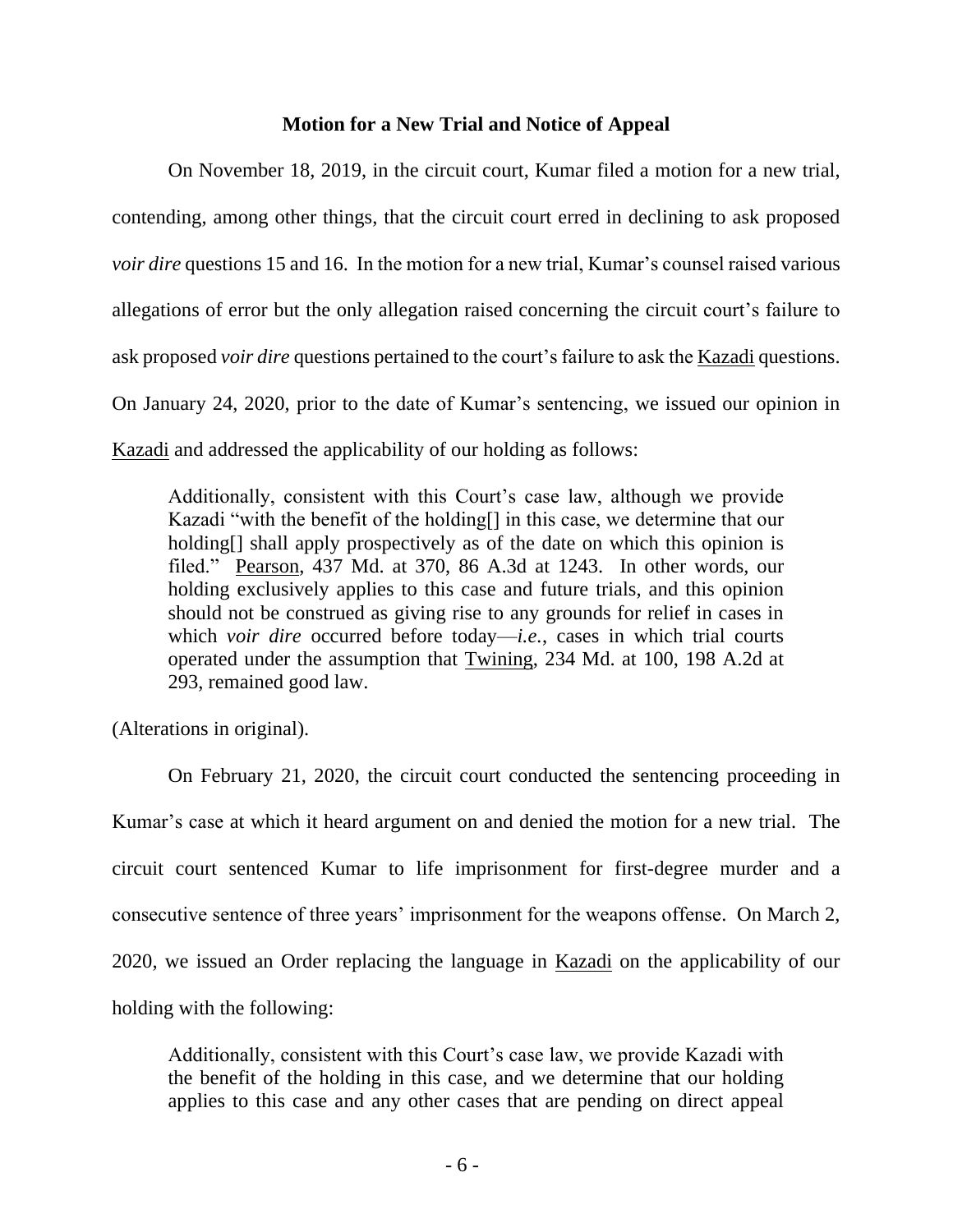**Motion for a New Trial and Notice of Appeal**

On November 18, 2019, in the circuit court, Kumar filed a motion for a new trial, contending, among other things, that the circuit court erred in declining to ask proposed *voir dire* questions 15 and 16. In the motion for a new trial, Kumar's counsel raised various allegations of error but the only allegation raised concerning the circuit court's failure to ask proposed *voir dire* questions pertained to the court's failure to ask the Kazadi questions. On January 24, 2020, prior to the date of Kumar's sentencing, we issued our opinion in Kazadi and addressed the applicability of our holding as follows:

> Additionally, consistent with this Court's case law, although we provide Kazadi "with the benefit of the holding[] in this case, we determine that our holding[] shall apply prospectively as of the date on which this opinion is filed." Pearson, 437 Md. at 370, 86 A.3d at 1243. In other words, our holding exclusively applies to this case and future trials, and this opinion should not be construed as giving rise to any grounds for relief in cases in which *voir dire* occurred before today—*i.e.*, cases in which trial courts operated under the assumption that Twining, 234 Md. at 100, 198 A.2d at 293, remained good law.

(Alterations in original).

On February 21, 2020, the circuit court conducted the sentencing proceeding in Kumar's case at which it heard argument on and denied the motion for a new trial. The circuit court sentenced Kumar to life imprisonment for first-degree murder and a consecutive sentence of three years' imprisonment for the weapons offense. On March 2, 2020, we issued an Order replacing the language in Kazadi on the applicability of our holding with the following:

> Additionally, consistent with this Court's case law, we provide Kazadi with the benefit of the holding in this case, and we determine that our holding applies to this case and any other cases that are pending on direct appeal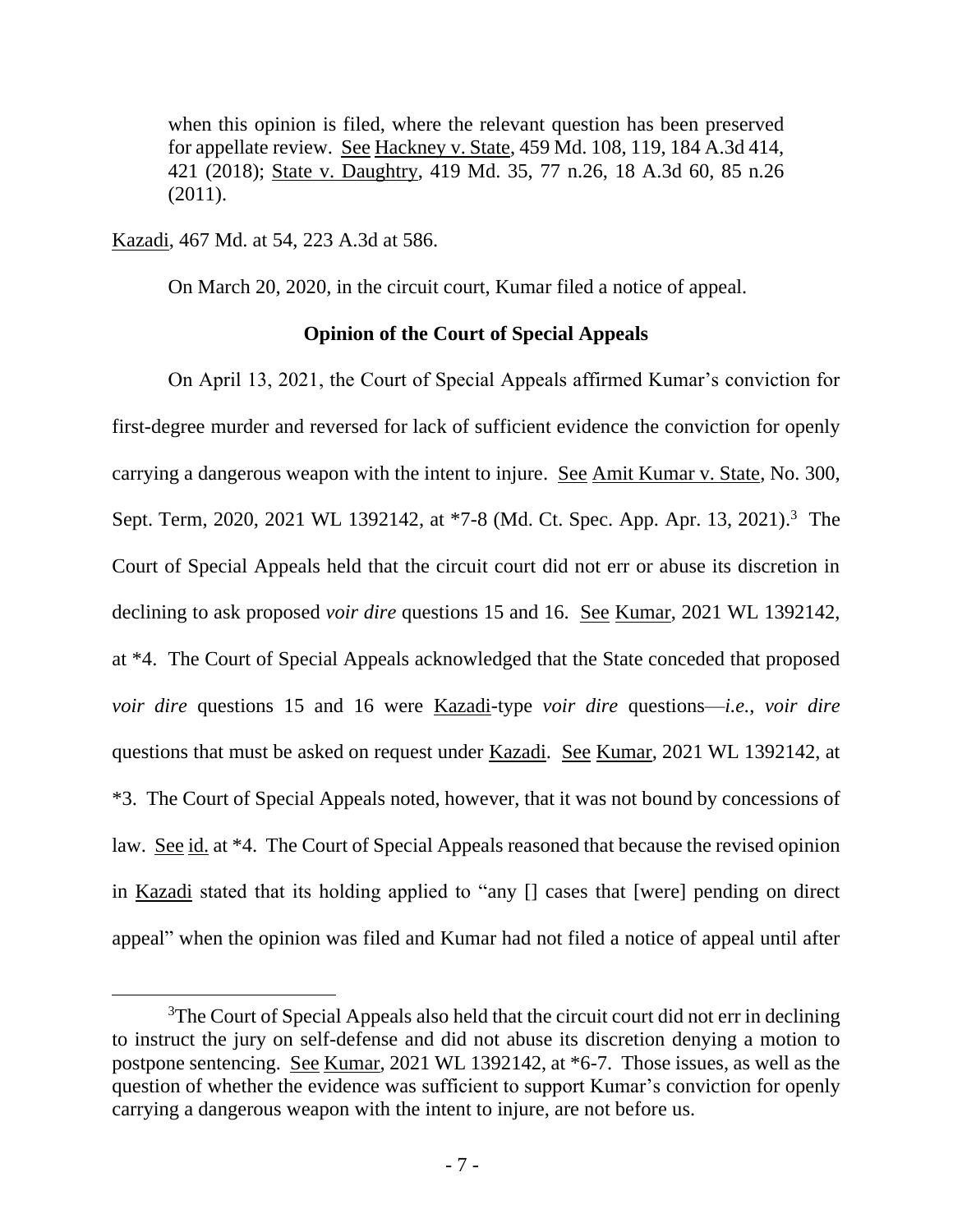> when this opinion is filed, where the relevant question has been preserved for appellate review. See Hackney v. State, 459 Md. 108, 119, 184 A.3d 414, 421 (2018); State v. Daughtry, 419 Md. 35, 77 n.26, 18 A.3d 60, 85 n.26 (2011).

Kazadi, 467 Md. at 54, 223 A.3d at 586.

On March 20, 2020, in the circuit court, Kumar filed a notice of appeal.

**Opinion of the Court of Special Appeals**

On April 13, 2021, the Court of Special Appeals affirmed Kumar's conviction for first-degree murder and reversed for lack of sufficient evidence the conviction for openly carrying a dangerous weapon with the intent to injure. See Amit Kumar v. State, No. 300, Sept. Term, 2020, 2021 WL 1392142, at *7-8 (Md. Ct. Spec. App. Apr. 13, 2021).[3] The Court of Special Appeals held that the circuit court did not err or abuse its discretion in declining to ask proposed *voir dire* questions 15 and 16. See Kumar, 2021 WL 1392142, at *4. The Court of Special Appeals acknowledged that the State conceded that proposed *voir dire* questions 15 and 16 were Kazadi-type *voir dire* questions—*i.e.*, *voir dire* questions that must be asked on request under Kazadi. See Kumar, 2021 WL 1392142, at *3. The Court of Special Appeals noted, however, that it was not bound by concessions of law. See id. at *4. The Court of Special Appeals reasoned that because the revised opinion in Kazadi stated that its holding applied to "any [] cases that [were] pending on direct appeal" when the opinion was filed and Kumar had not filed a notice of appeal until after

[3]The Court of Special Appeals also held that the circuit court did not err in declining to instruct the jury on self-defense and did not abuse its discretion denying a motion to postpone sentencing. See Kumar, 2021 WL 1392142, at *6-7. Those issues, as well as the question of whether the evidence was sufficient to support Kumar's conviction for openly carrying a dangerous weapon with the intent to injure, are not before us.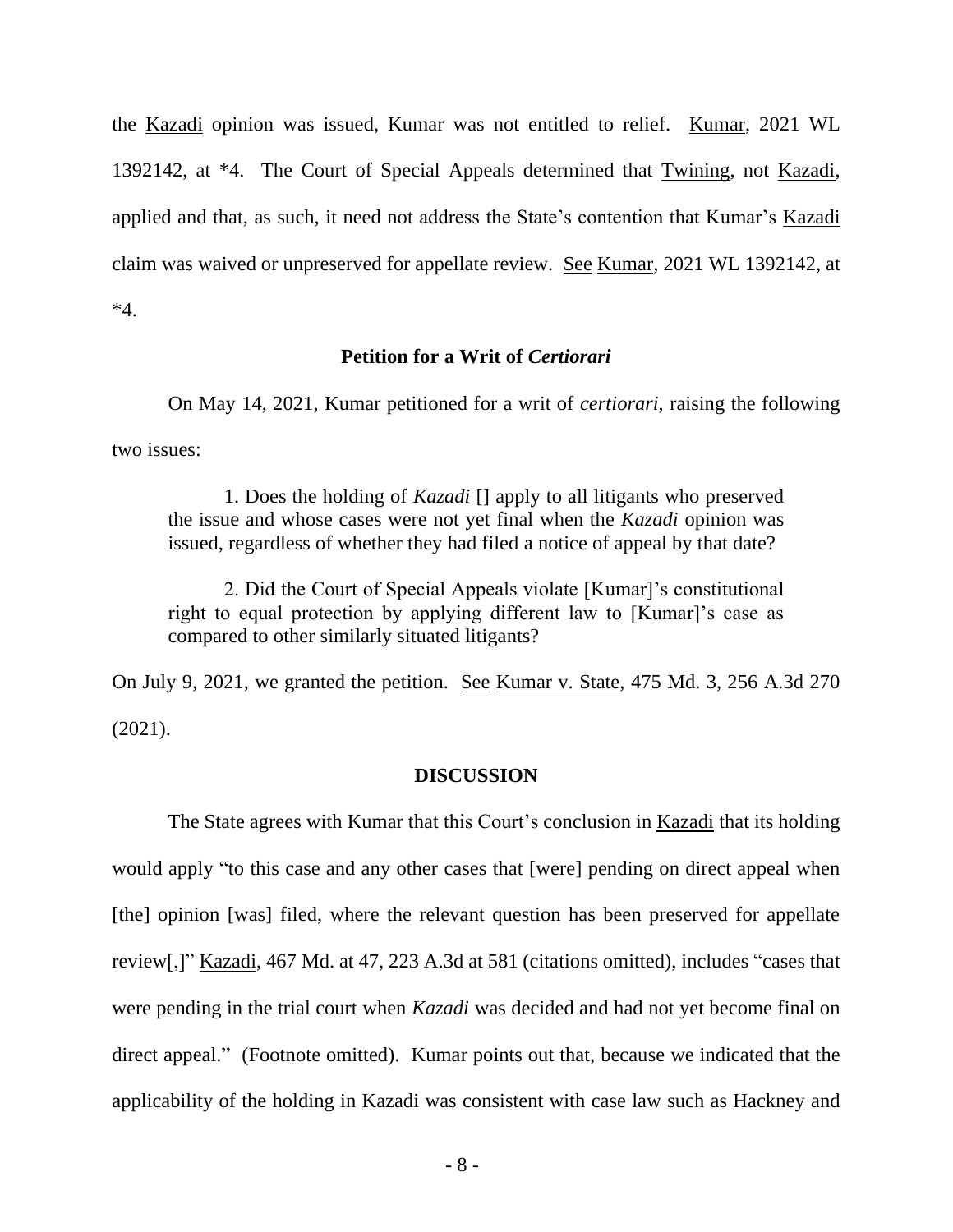the Kazadi opinion was issued, Kumar was not entitled to relief. Kumar, 2021 WL 1392142, at *4. The Court of Special Appeals determined that Twining, not Kazadi, applied and that, as such, it need not address the State's contention that Kumar's Kazadi claim was waived or unpreserved for appellate review. See Kumar, 2021 WL 1392142, at *4.

### Petition for a Writ of *Certiorari*

On May 14, 2021, Kumar petitioned for a writ of *certiorari*, raising the following two issues:

> 1. Does the holding of *Kazadi* [] apply to all litigants who preserved the issue and whose cases were not yet final when the *Kazadi* opinion was issued, regardless of whether they had filed a notice of appeal by that date?
>
> 2. Did the Court of Special Appeals violate [Kumar]'s constitutional right to equal protection by applying different law to [Kumar]'s case as compared to other similarly situated litigants?

On July 9, 2021, we granted the petition. See Kumar v. State, 475 Md. 3, 256 A.3d 270 (2021).

## DISCUSSION

The State agrees with Kumar that this Court's conclusion in Kazadi that its holding would apply "to this case and any other cases that [were] pending on direct appeal when [the] opinion [was] filed, where the relevant question has been preserved for appellate review[,]" Kazadi, 467 Md. at 47, 223 A.3d at 581 (citations omitted), includes "cases that were pending in the trial court when *Kazadi* was decided and had not yet become final on direct appeal." (Footnote omitted). Kumar points out that, because we indicated that the applicability of the holding in Kazadi was consistent with case law such as Hackney and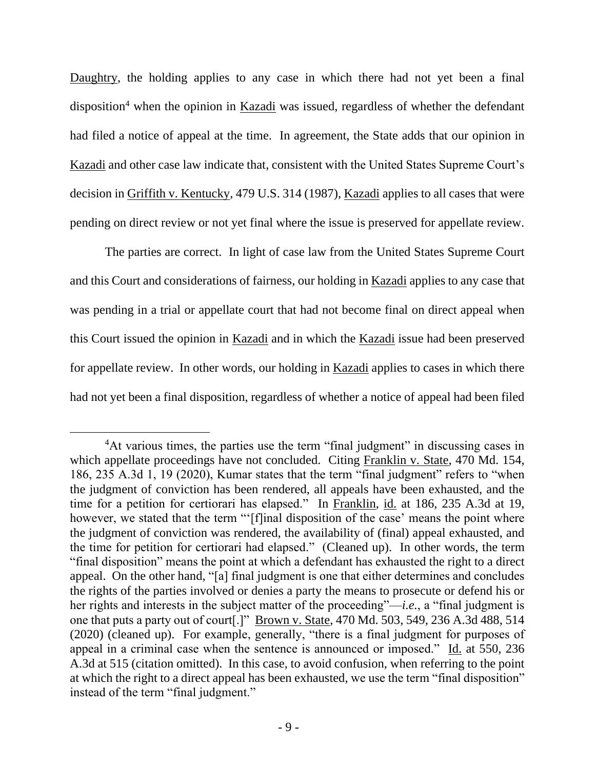Daughtry, the holding applies to any case in which there had not yet been a final disposition[4] when the opinion in Kazadi was issued, regardless of whether the defendant had filed a notice of appeal at the time. In agreement, the State adds that our opinion in Kazadi and other case law indicate that, consistent with the United States Supreme Court's decision in Griffith v. Kentucky, 479 U.S. 314 (1987), Kazadi applies to all cases that were pending on direct review or not yet final where the issue is preserved for appellate review.

The parties are correct. In light of case law from the United States Supreme Court and this Court and considerations of fairness, our holding in Kazadi applies to any case that was pending in a trial or appellate court that had not become final on direct appeal when this Court issued the opinion in Kazadi and in which the Kazadi issue had been preserved for appellate review. In other words, our holding in Kazadi applies to cases in which there had not yet been a final disposition, regardless of whether a notice of appeal had been filed

[4]At various times, the parties use the term "final judgment" in discussing cases in which appellate proceedings have not concluded. Citing Franklin v. State, 470 Md. 154, 186, 235 A.3d 1, 19 (2020), Kumar states that the term "final judgment" refers to "when the judgment of conviction has been rendered, all appeals have been exhausted, and the time for a petition for certiorari has elapsed." In Franklin, id. at 186, 235 A.3d at 19, however, we stated that the term "'[f]inal disposition of the case' means the point where the judgment of conviction was rendered, the availability of (final) appeal exhausted, and the time for petition for certiorari had elapsed." (Cleaned up). In other words, the term "final disposition" means the point at which a defendant has exhausted the right to a direct appeal. On the other hand, "[a] final judgment is one that either determines and concludes the rights of the parties involved or denies a party the means to prosecute or defend his or her rights and interests in the subject matter of the proceeding"—*i.e.*, a "final judgment is one that puts a party out of court[.]" Brown v. State, 470 Md. 503, 549, 236 A.3d 488, 514 (2020) (cleaned up). For example, generally, "there is a final judgment for purposes of appeal in a criminal case when the sentence is announced or imposed." Id. at 550, 236 A.3d at 515 (citation omitted). In this case, to avoid confusion, when referring to the point at which the right to a direct appeal has been exhausted, we use the term "final disposition" instead of the term "final judgment."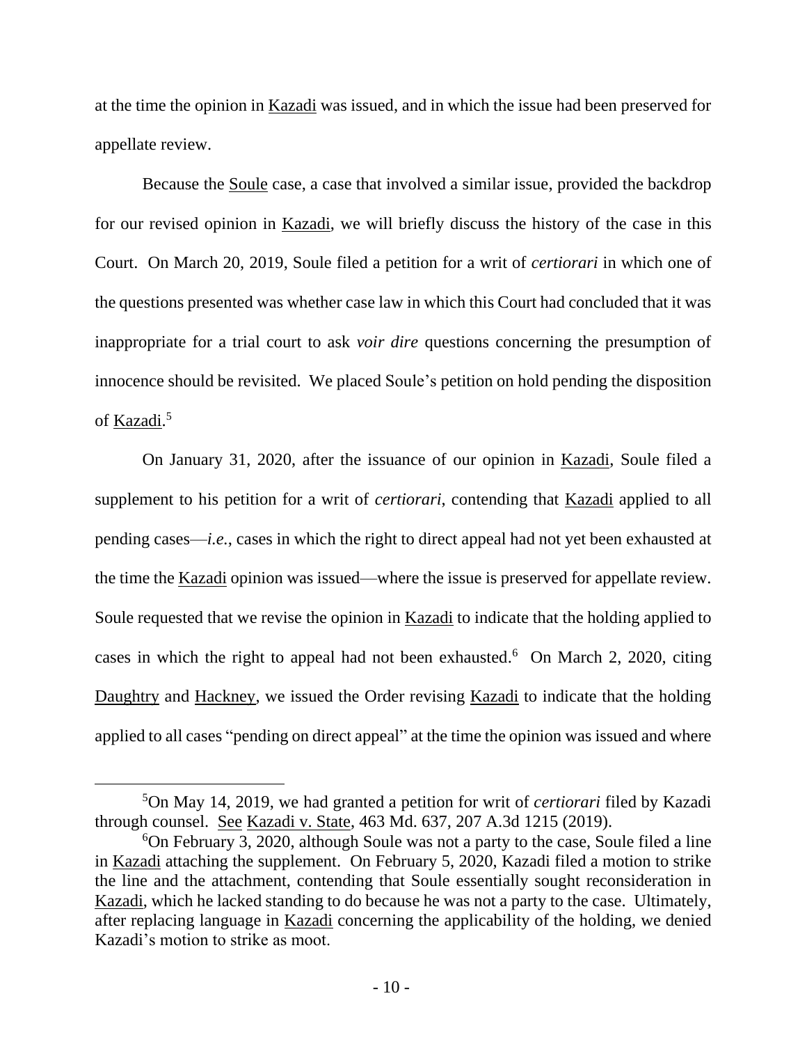at the time the opinion in Kazadi was issued, and in which the issue had been preserved for appellate review.

Because the Soule case, a case that involved a similar issue, provided the backdrop for our revised opinion in Kazadi, we will briefly discuss the history of the case in this Court. On March 20, 2019, Soule filed a petition for a writ of *certiorari* in which one of the questions presented was whether case law in which this Court had concluded that it was inappropriate for a trial court to ask *voir dire* questions concerning the presumption of innocence should be revisited. We placed Soule's petition on hold pending the disposition of Kazadi.[5]

On January 31, 2020, after the issuance of our opinion in Kazadi, Soule filed a supplement to his petition for a writ of *certiorari*, contending that Kazadi applied to all pending cases—*i.e.*, cases in which the right to direct appeal had not yet been exhausted at the time the Kazadi opinion was issued—where the issue is preserved for appellate review. Soule requested that we revise the opinion in Kazadi to indicate that the holding applied to cases in which the right to appeal had not been exhausted.[6] On March 2, 2020, citing Daughtry and Hackney, we issued the Order revising Kazadi to indicate that the holding applied to all cases "pending on direct appeal" at the time the opinion was issued and where

---

[5]On May 14, 2019, we had granted a petition for writ of *certiorari* filed by Kazadi through counsel. See Kazadi v. State, 463 Md. 637, 207 A.3d 1215 (2019).

[6]On February 3, 2020, although Soule was not a party to the case, Soule filed a line in Kazadi attaching the supplement. On February 5, 2020, Kazadi filed a motion to strike the line and the attachment, contending that Soule essentially sought reconsideration in Kazadi, which he lacked standing to do because he was not a party to the case. Ultimately, after replacing language in Kazadi concerning the applicability of the holding, we denied Kazadi's motion to strike as moot.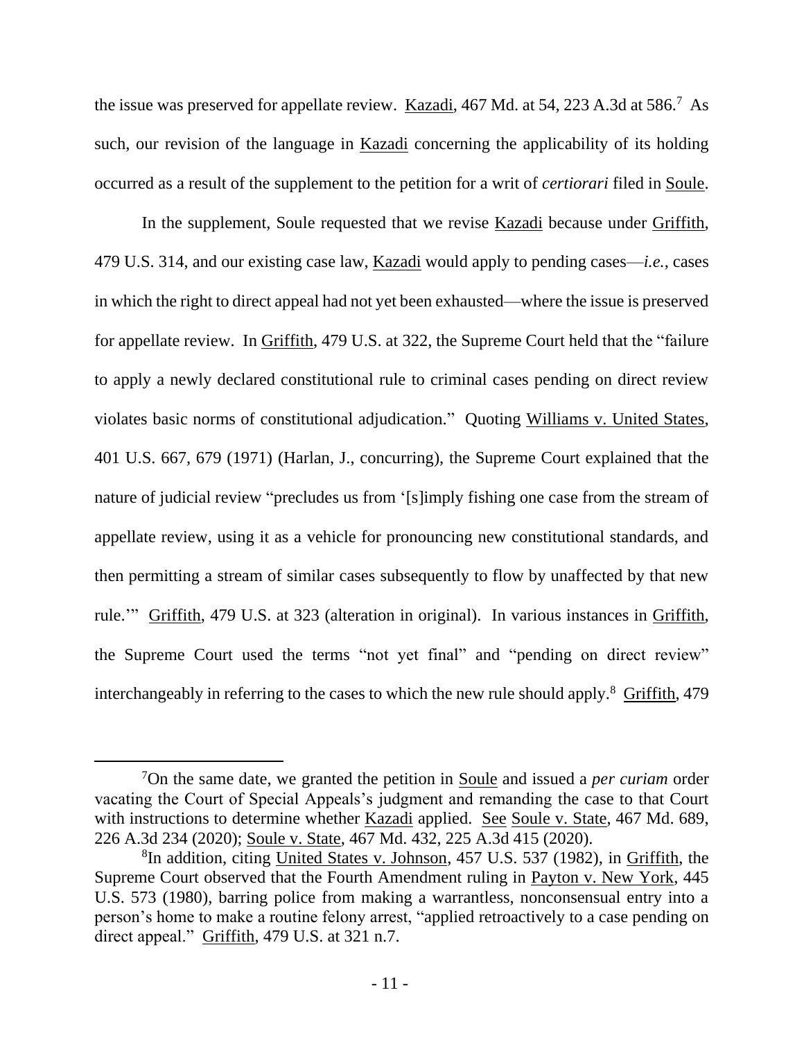the issue was preserved for appellate review. Kazadi, 467 Md. at 54, 223 A.3d at 586.[7] As such, our revision of the language in Kazadi concerning the applicability of its holding occurred as a result of the supplement to the petition for a writ of *certiorari* filed in Soule.

In the supplement, Soule requested that we revise Kazadi because under Griffith, 479 U.S. 314, and our existing case law, Kazadi would apply to pending cases—*i.e.*, cases in which the right to direct appeal had not yet been exhausted—where the issue is preserved for appellate review. In Griffith, 479 U.S. at 322, the Supreme Court held that the "failure to apply a newly declared constitutional rule to criminal cases pending on direct review violates basic norms of constitutional adjudication." Quoting Williams v. United States, 401 U.S. 667, 679 (1971) (Harlan, J., concurring), the Supreme Court explained that the nature of judicial review "precludes us from '[s]imply fishing one case from the stream of appellate review, using it as a vehicle for pronouncing new constitutional standards, and then permitting a stream of similar cases subsequently to flow by unaffected by that new rule.'" Griffith, 479 U.S. at 323 (alteration in original). In various instances in Griffith, the Supreme Court used the terms "not yet final" and "pending on direct review" interchangeably in referring to the cases to which the new rule should apply.[8] Griffith, 479

---

[7]On the same date, we granted the petition in Soule and issued a *per curiam* order vacating the Court of Special Appeals's judgment and remanding the case to that Court with instructions to determine whether Kazadi applied. See Soule v. State, 467 Md. 689, 226 A.3d 234 (2020); Soule v. State, 467 Md. 432, 225 A.3d 415 (2020).

[8]In addition, citing United States v. Johnson, 457 U.S. 537 (1982), in Griffith, the Supreme Court observed that the Fourth Amendment ruling in Payton v. New York, 445 U.S. 573 (1980), barring police from making a warrantless, nonconsensual entry into a person's home to make a routine felony arrest, "applied retroactively to a case pending on direct appeal." Griffith, 479 U.S. at 321 n.7.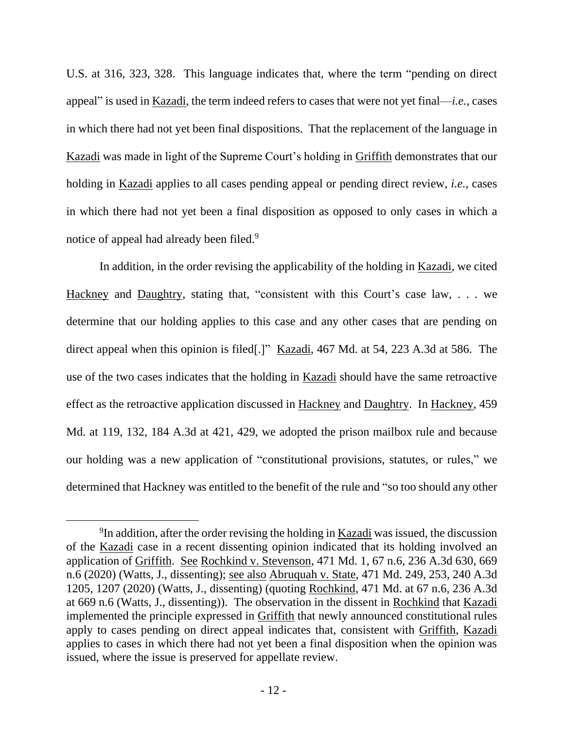U.S. at 316, 323, 328. This language indicates that, where the term "pending on direct appeal" is used in Kazadi, the term indeed refers to cases that were not yet final—*i.e.*, cases in which there had not yet been final dispositions. That the replacement of the language in Kazadi was made in light of the Supreme Court's holding in Griffith demonstrates that our holding in Kazadi applies to all cases pending appeal or pending direct review, *i.e.*, cases in which there had not yet been a final disposition as opposed to only cases in which a notice of appeal had already been filed.[9]

In addition, in the order revising the applicability of the holding in Kazadi, we cited Hackney and Daughtry, stating that, "consistent with this Court's case law, . . . we determine that our holding applies to this case and any other cases that are pending on direct appeal when this opinion is filed[.]" Kazadi, 467 Md. at 54, 223 A.3d at 586. The use of the two cases indicates that the holding in Kazadi should have the same retroactive effect as the retroactive application discussed in Hackney and Daughtry. In Hackney, 459 Md. at 119, 132, 184 A.3d at 421, 429, we adopted the prison mailbox rule and because our holding was a new application of "constitutional provisions, statutes, or rules," we determined that Hackney was entitled to the benefit of the rule and "so too should any other

[9]In addition, after the order revising the holding in Kazadi was issued, the discussion of the Kazadi case in a recent dissenting opinion indicated that its holding involved an application of Griffith. See Rochkind v. Stevenson, 471 Md. 1, 67 n.6, 236 A.3d 630, 669 n.6 (2020) (Watts, J., dissenting); see also Abruquah v. State, 471 Md. 249, 253, 240 A.3d 1205, 1207 (2020) (Watts, J., dissenting) (quoting Rochkind, 471 Md. at 67 n.6, 236 A.3d at 669 n.6 (Watts, J., dissenting)). The observation in the dissent in Rochkind that Kazadi implemented the principle expressed in Griffith that newly announced constitutional rules apply to cases pending on direct appeal indicates that, consistent with Griffith, Kazadi applies to cases in which there had not yet been a final disposition when the opinion was issued, where the issue is preserved for appellate review.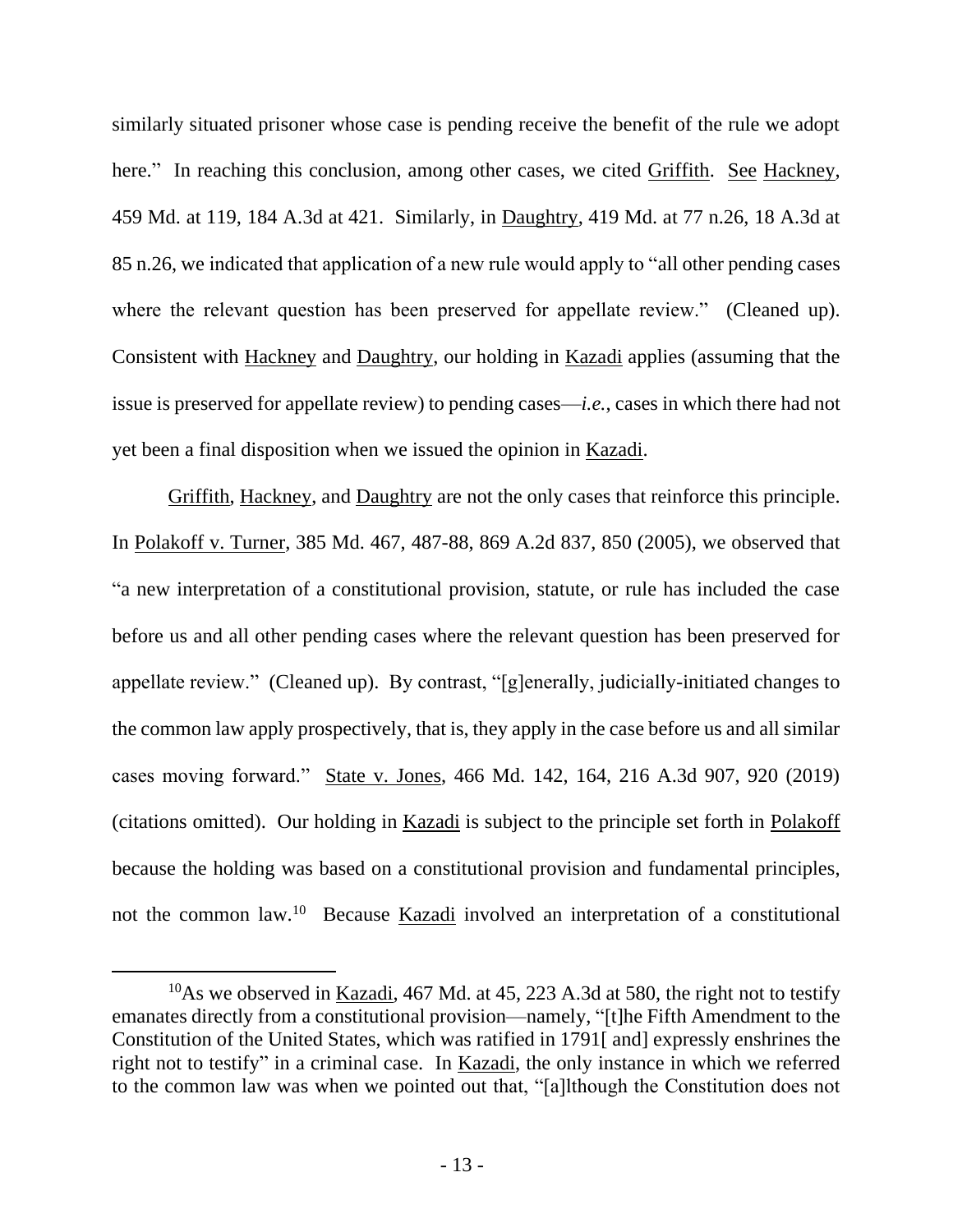similarly situated prisoner whose case is pending receive the benefit of the rule we adopt here." In reaching this conclusion, among other cases, we cited Griffith. See Hackney, 459 Md. at 119, 184 A.3d at 421. Similarly, in Daughtry, 419 Md. at 77 n.26, 18 A.3d at 85 n.26, we indicated that application of a new rule would apply to "all other pending cases where the relevant question has been preserved for appellate review." (Cleaned up). Consistent with Hackney and Daughtry, our holding in Kazadi applies (assuming that the issue is preserved for appellate review) to pending cases—*i.e.*, cases in which there had not yet been a final disposition when we issued the opinion in Kazadi.

Griffith, Hackney, and Daughtry are not the only cases that reinforce this principle. In Polakoff v. Turner, 385 Md. 467, 487-88, 869 A.2d 837, 850 (2005), we observed that "a new interpretation of a constitutional provision, statute, or rule has included the case before us and all other pending cases where the relevant question has been preserved for appellate review." (Cleaned up). By contrast, "[g]enerally, judicially-initiated changes to the common law apply prospectively, that is, they apply in the case before us and all similar cases moving forward." State v. Jones, 466 Md. 142, 164, 216 A.3d 907, 920 (2019) (citations omitted). Our holding in Kazadi is subject to the principle set forth in Polakoff because the holding was based on a constitutional provision and fundamental principles, not the common law.[10] Because Kazadi involved an interpretation of a constitutional

[10]As we observed in Kazadi, 467 Md. at 45, 223 A.3d at 580, the right not to testify emanates directly from a constitutional provision—namely, "[t]he Fifth Amendment to the Constitution of the United States, which was ratified in 1791[ and] expressly enshrines the right not to testify" in a criminal case. In Kazadi, the only instance in which we referred to the common law was when we pointed out that, "[a]lthough the Constitution does not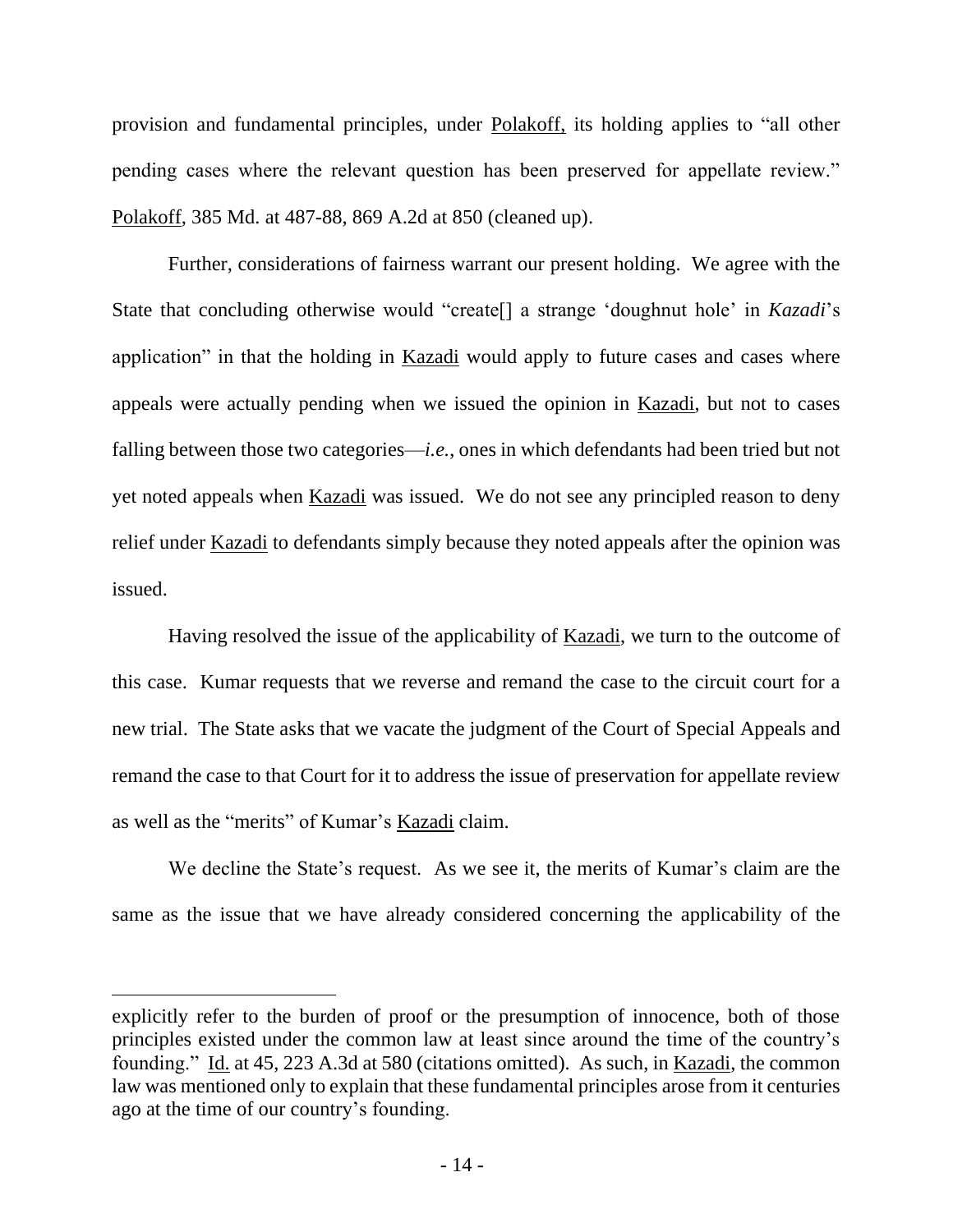provision and fundamental principles, under Polakoff, its holding applies to "all other pending cases where the relevant question has been preserved for appellate review." Polakoff, 385 Md. at 487-88, 869 A.2d at 850 (cleaned up).

Further, considerations of fairness warrant our present holding. We agree with the State that concluding otherwise would "create[] a strange 'doughnut hole' in *Kazadi*'s application" in that the holding in Kazadi would apply to future cases and cases where appeals were actually pending when we issued the opinion in Kazadi, but not to cases falling between those two categories—*i.e.*, ones in which defendants had been tried but not yet noted appeals when Kazadi was issued. We do not see any principled reason to deny relief under Kazadi to defendants simply because they noted appeals after the opinion was issued.

Having resolved the issue of the applicability of Kazadi, we turn to the outcome of this case. Kumar requests that we reverse and remand the case to the circuit court for a new trial. The State asks that we vacate the judgment of the Court of Special Appeals and remand the case to that Court for it to address the issue of preservation for appellate review as well as the "merits" of Kumar's Kazadi claim.

We decline the State's request. As we see it, the merits of Kumar's claim are the same as the issue that we have already considered concerning the applicability of the

---

explicitly refer to the burden of proof or the presumption of innocence, both of those principles existed under the common law at least since around the time of the country's founding." Id. at 45, 223 A.3d at 580 (citations omitted). As such, in Kazadi, the common law was mentioned only to explain that these fundamental principles arose from it centuries ago at the time of our country's founding.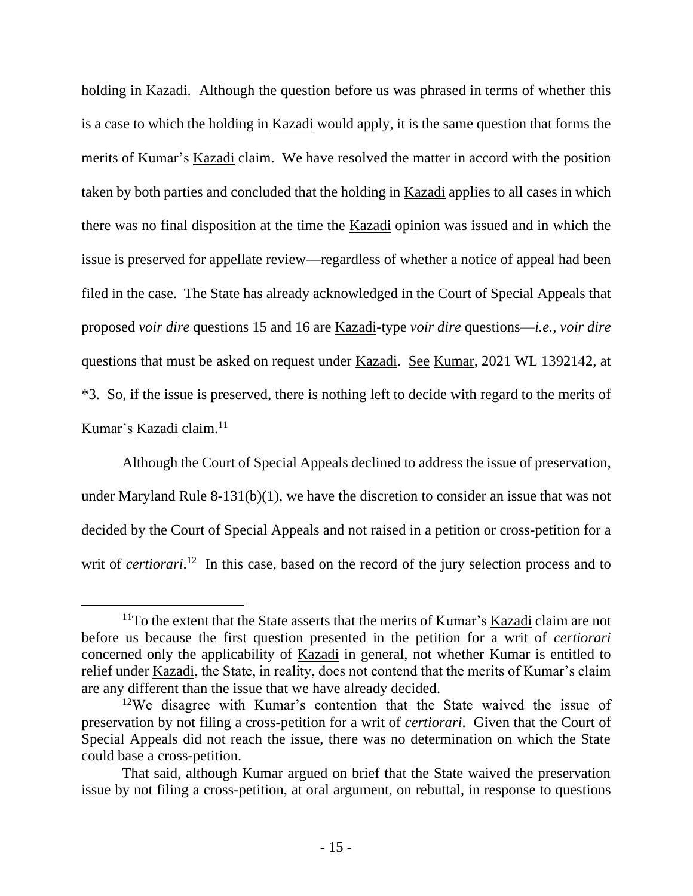holding in Kazadi. Although the question before us was phrased in terms of whether this is a case to which the holding in Kazadi would apply, it is the same question that forms the merits of Kumar's Kazadi claim. We have resolved the matter in accord with the position taken by both parties and concluded that the holding in Kazadi applies to all cases in which there was no final disposition at the time the Kazadi opinion was issued and in which the issue is preserved for appellate review—regardless of whether a notice of appeal had been filed in the case. The State has already acknowledged in the Court of Special Appeals that proposed *voir dire* questions 15 and 16 are Kazadi-type *voir dire* questions—*i.e.*, *voir dire* questions that must be asked on request under Kazadi. See Kumar, 2021 WL 1392142, at *3. So, if the issue is preserved, there is nothing left to decide with regard to the merits of Kumar's Kazadi claim.[11]

Although the Court of Special Appeals declined to address the issue of preservation, under Maryland Rule 8-131(b)(1), we have the discretion to consider an issue that was not decided by the Court of Special Appeals and not raised in a petition or cross-petition for a writ of *certiorari*.[12] In this case, based on the record of the jury selection process and to

[11] To the extent that the State asserts that the merits of Kumar's Kazadi claim are not before us because the first question presented in the petition for a writ of *certiorari* concerned only the applicability of Kazadi in general, not whether Kumar is entitled to relief under Kazadi, the State, in reality, does not contend that the merits of Kumar's claim are any different than the issue that we have already decided.

[12] We disagree with Kumar's contention that the State waived the issue of preservation by not filing a cross-petition for a writ of *certiorari*. Given that the Court of Special Appeals did not reach the issue, there was no determination on which the State could base a cross-petition.

That said, although Kumar argued on brief that the State waived the preservation issue by not filing a cross-petition, at oral argument, on rebuttal, in response to questions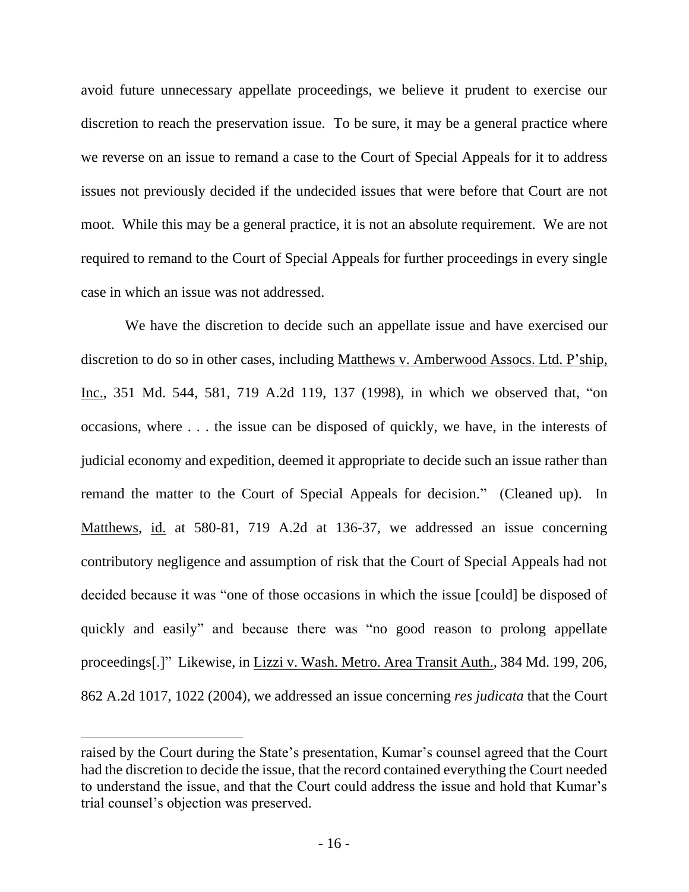avoid future unnecessary appellate proceedings, we believe it prudent to exercise our discretion to reach the preservation issue. To be sure, it may be a general practice where we reverse on an issue to remand a case to the Court of Special Appeals for it to address issues not previously decided if the undecided issues that were before that Court are not moot. While this may be a general practice, it is not an absolute requirement. We are not required to remand to the Court of Special Appeals for further proceedings in every single case in which an issue was not addressed.

We have the discretion to decide such an appellate issue and have exercised our discretion to do so in other cases, including Matthews v. Amberwood Assocs. Ltd. P'ship, Inc., 351 Md. 544, 581, 719 A.2d 119, 137 (1998), in which we observed that, "on occasions, where . . . the issue can be disposed of quickly, we have, in the interests of judicial economy and expedition, deemed it appropriate to decide such an issue rather than remand the matter to the Court of Special Appeals for decision." (Cleaned up). In Matthews, id. at 580-81, 719 A.2d at 136-37, we addressed an issue concerning contributory negligence and assumption of risk that the Court of Special Appeals had not decided because it was "one of those occasions in which the issue [could] be disposed of quickly and easily" and because there was "no good reason to prolong appellate proceedings[.]" Likewise, in Lizzi v. Wash. Metro. Area Transit Auth., 384 Md. 199, 206, 862 A.2d 1017, 1022 (2004), we addressed an issue concerning *res judicata* that the Court

---

raised by the Court during the State's presentation, Kumar's counsel agreed that the Court had the discretion to decide the issue, that the record contained everything the Court needed to understand the issue, and that the Court could address the issue and hold that Kumar's trial counsel's objection was preserved.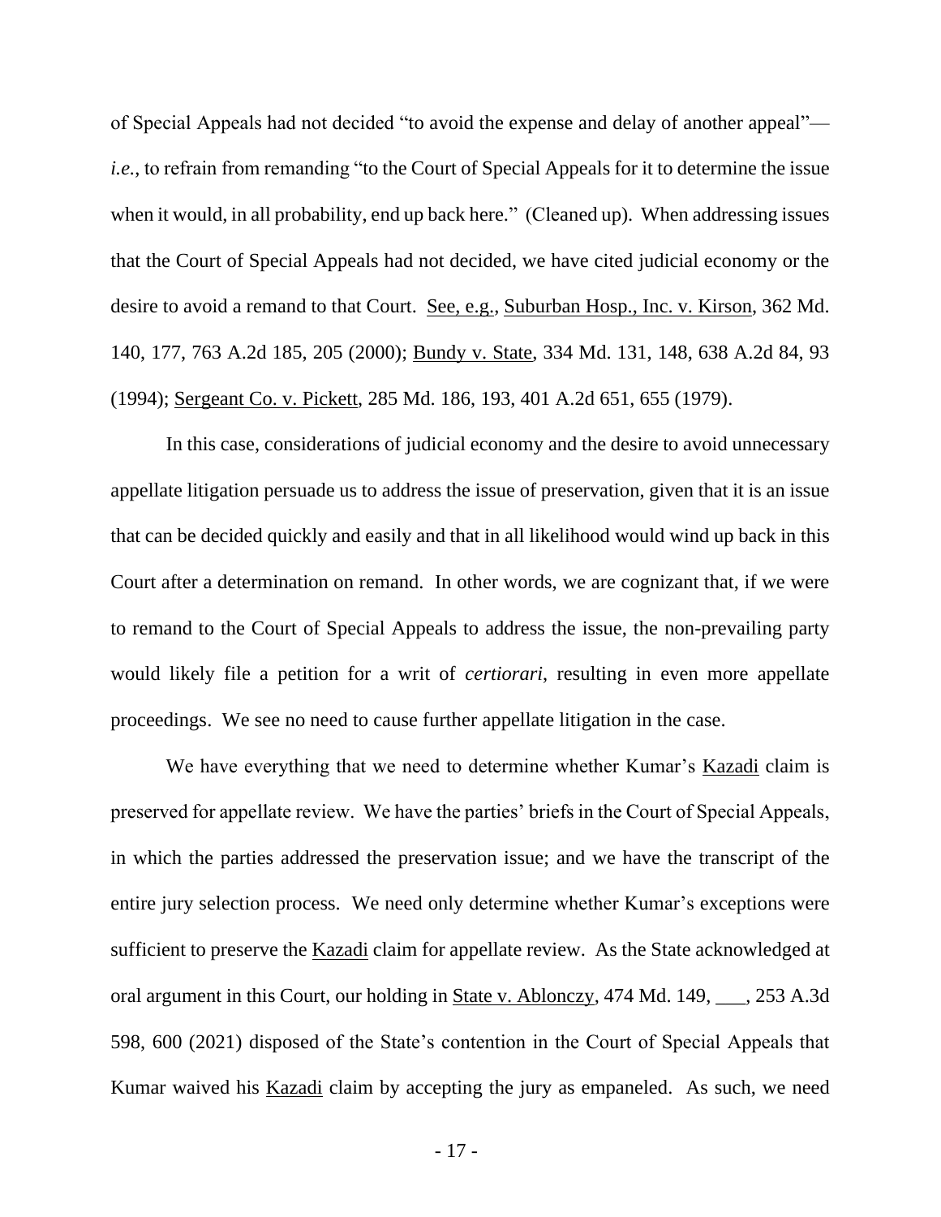of Special Appeals had not decided "to avoid the expense and delay of another appeal"—*i.e.*, to refrain from remanding "to the Court of Special Appeals for it to determine the issue when it would, in all probability, end up back here." (Cleaned up). When addressing issues that the Court of Special Appeals had not decided, we have cited judicial economy or the desire to avoid a remand to that Court. See, e.g., Suburban Hosp., Inc. v. Kirson, 362 Md. 140, 177, 763 A.2d 185, 205 (2000); Bundy v. State, 334 Md. 131, 148, 638 A.2d 84, 93 (1994); Sergeant Co. v. Pickett, 285 Md. 186, 193, 401 A.2d 651, 655 (1979).

In this case, considerations of judicial economy and the desire to avoid unnecessary appellate litigation persuade us to address the issue of preservation, given that it is an issue that can be decided quickly and easily and that in all likelihood would wind up back in this Court after a determination on remand. In other words, we are cognizant that, if we were to remand to the Court of Special Appeals to address the issue, the non-prevailing party would likely file a petition for a writ of *certiorari*, resulting in even more appellate proceedings. We see no need to cause further appellate litigation in the case.

We have everything that we need to determine whether Kumar's Kazadi claim is preserved for appellate review. We have the parties' briefs in the Court of Special Appeals, in which the parties addressed the preservation issue; and we have the transcript of the entire jury selection process. We need only determine whether Kumar's exceptions were sufficient to preserve the Kazadi claim for appellate review. As the State acknowledged at oral argument in this Court, our holding in State v. Ablonczy, 474 Md. 149, ___, 253 A.3d 598, 600 (2021) disposed of the State's contention in the Court of Special Appeals that Kumar waived his Kazadi claim by accepting the jury as empaneled. As such, we need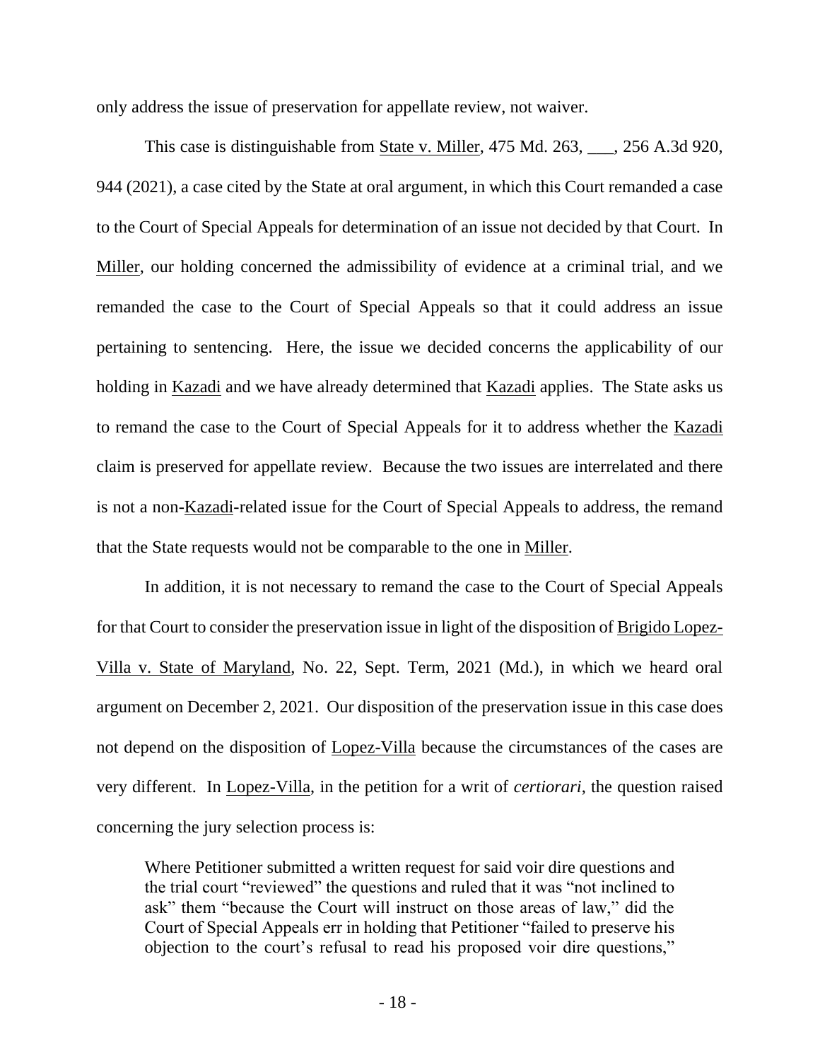only address the issue of preservation for appellate review, not waiver.

This case is distinguishable from State v. Miller, 475 Md. 263, ___, 256 A.3d 920, 944 (2021), a case cited by the State at oral argument, in which this Court remanded a case to the Court of Special Appeals for determination of an issue not decided by that Court. In Miller, our holding concerned the admissibility of evidence at a criminal trial, and we remanded the case to the Court of Special Appeals so that it could address an issue pertaining to sentencing. Here, the issue we decided concerns the applicability of our holding in Kazadi and we have already determined that Kazadi applies. The State asks us to remand the case to the Court of Special Appeals for it to address whether the Kazadi claim is preserved for appellate review. Because the two issues are interrelated and there is not a non-Kazadi-related issue for the Court of Special Appeals to address, the remand that the State requests would not be comparable to the one in Miller.

In addition, it is not necessary to remand the case to the Court of Special Appeals for that Court to consider the preservation issue in light of the disposition of Brigido Lopez-Villa v. State of Maryland, No. 22, Sept. Term, 2021 (Md.), in which we heard oral argument on December 2, 2021. Our disposition of the preservation issue in this case does not depend on the disposition of Lopez-Villa because the circumstances of the cases are very different. In Lopez-Villa, in the petition for a writ of *certiorari*, the question raised concerning the jury selection process is:

> Where Petitioner submitted a written request for said voir dire questions and the trial court "reviewed" the questions and ruled that it was "not inclined to ask" them "because the Court will instruct on those areas of law," did the Court of Special Appeals err in holding that Petitioner "failed to preserve his objection to the court's refusal to read his proposed voir dire questions,"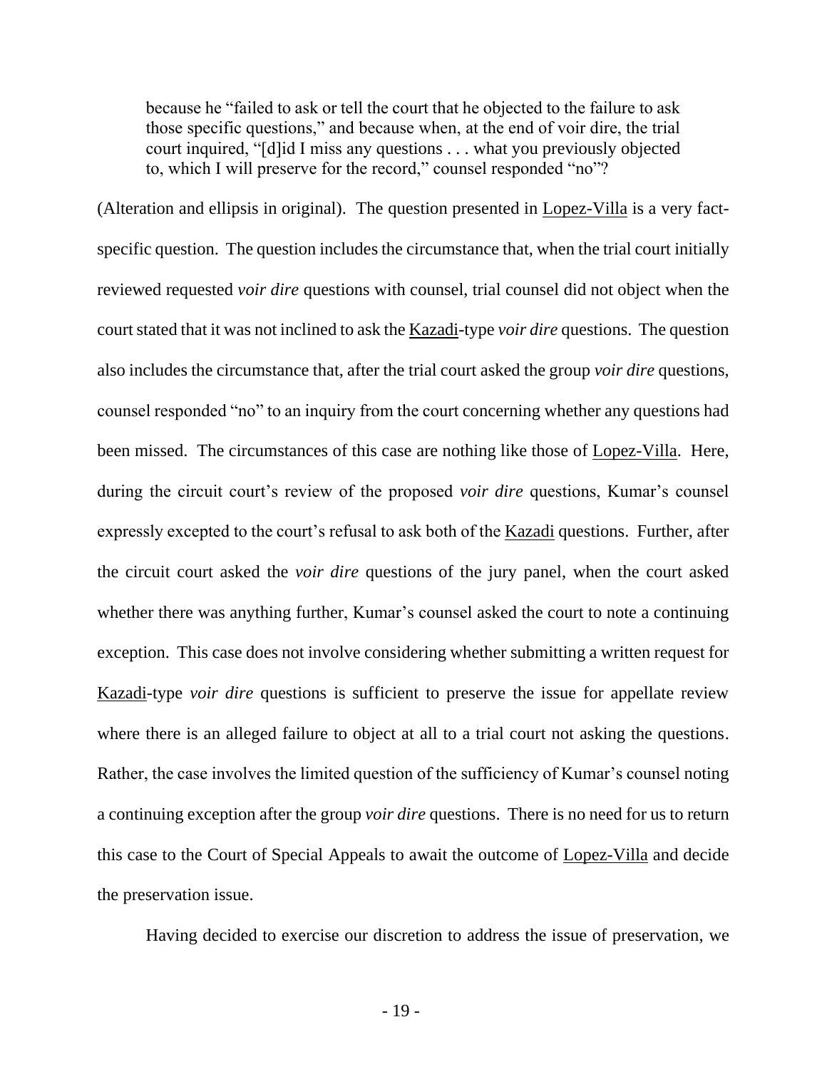> because he "failed to ask or tell the court that he objected to the failure to ask those specific questions," and because when, at the end of voir dire, the trial court inquired, "[d]id I miss any questions . . . what you previously objected to, which I will preserve for the record," counsel responded "no"?

(Alteration and ellipsis in original). The question presented in Lopez-Villa is a very fact-specific question. The question includes the circumstance that, when the trial court initially reviewed requested *voir dire* questions with counsel, trial counsel did not object when the court stated that it was not inclined to ask the Kazadi-type *voir dire* questions. The question also includes the circumstance that, after the trial court asked the group *voir dire* questions, counsel responded "no" to an inquiry from the court concerning whether any questions had been missed. The circumstances of this case are nothing like those of Lopez-Villa. Here, during the circuit court's review of the proposed *voir dire* questions, Kumar's counsel expressly excepted to the court's refusal to ask both of the Kazadi questions. Further, after the circuit court asked the *voir dire* questions of the jury panel, when the court asked whether there was anything further, Kumar's counsel asked the court to note a continuing exception. This case does not involve considering whether submitting a written request for Kazadi-type *voir dire* questions is sufficient to preserve the issue for appellate review where there is an alleged failure to object at all to a trial court not asking the questions. Rather, the case involves the limited question of the sufficiency of Kumar's counsel noting a continuing exception after the group *voir dire* questions. There is no need for us to return this case to the Court of Special Appeals to await the outcome of Lopez-Villa and decide the preservation issue.

Having decided to exercise our discretion to address the issue of preservation, we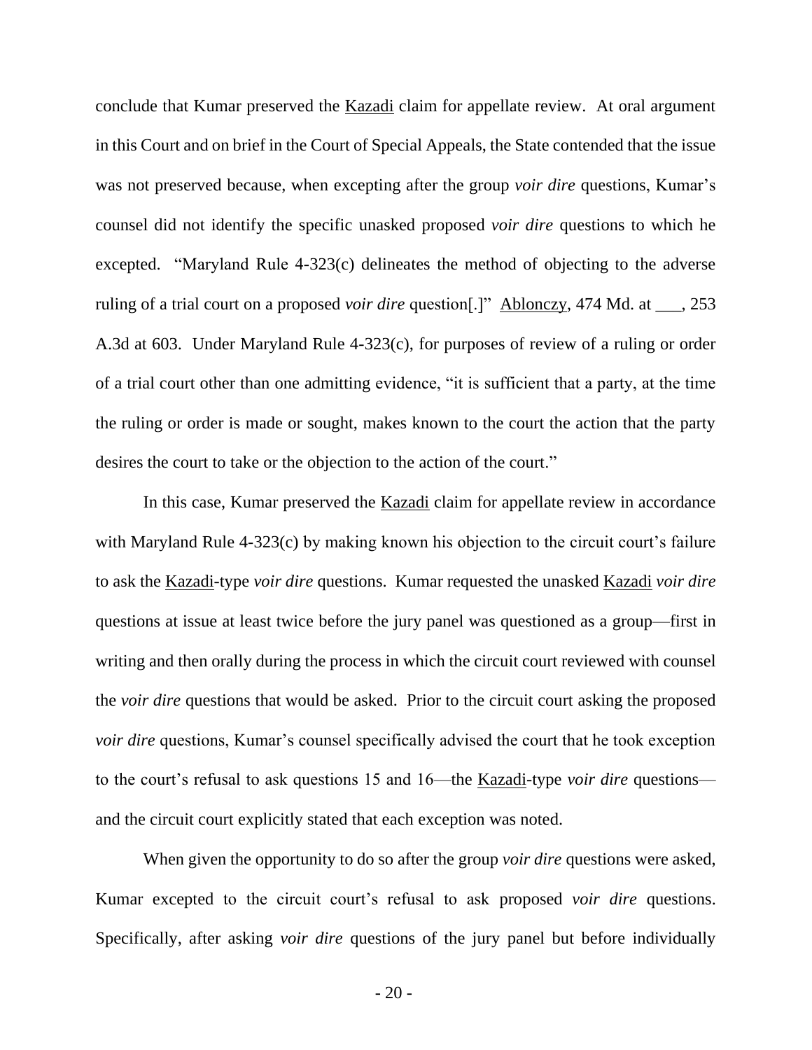conclude that Kumar preserved the Kazadi claim for appellate review. At oral argument in this Court and on brief in the Court of Special Appeals, the State contended that the issue was not preserved because, when excepting after the group *voir dire* questions, Kumar's counsel did not identify the specific unasked proposed *voir dire* questions to which he excepted. "Maryland Rule 4-323(c) delineates the method of objecting to the adverse ruling of a trial court on a proposed *voir dire* question[.]" Ablonczy, 474 Md. at ___, 253 A.3d at 603. Under Maryland Rule 4-323(c), for purposes of review of a ruling or order of a trial court other than one admitting evidence, "it is sufficient that a party, at the time the ruling or order is made or sought, makes known to the court the action that the party desires the court to take or the objection to the action of the court."

In this case, Kumar preserved the Kazadi claim for appellate review in accordance with Maryland Rule 4-323(c) by making known his objection to the circuit court's failure to ask the Kazadi-type *voir dire* questions. Kumar requested the unasked Kazadi *voir dire* questions at issue at least twice before the jury panel was questioned as a group—first in writing and then orally during the process in which the circuit court reviewed with counsel the *voir dire* questions that would be asked. Prior to the circuit court asking the proposed *voir dire* questions, Kumar's counsel specifically advised the court that he took exception to the court's refusal to ask questions 15 and 16—the Kazadi-type *voir dire* questions—and the circuit court explicitly stated that each exception was noted.

When given the opportunity to do so after the group *voir dire* questions were asked, Kumar excepted to the circuit court's refusal to ask proposed *voir dire* questions. Specifically, after asking *voir dire* questions of the jury panel but before individually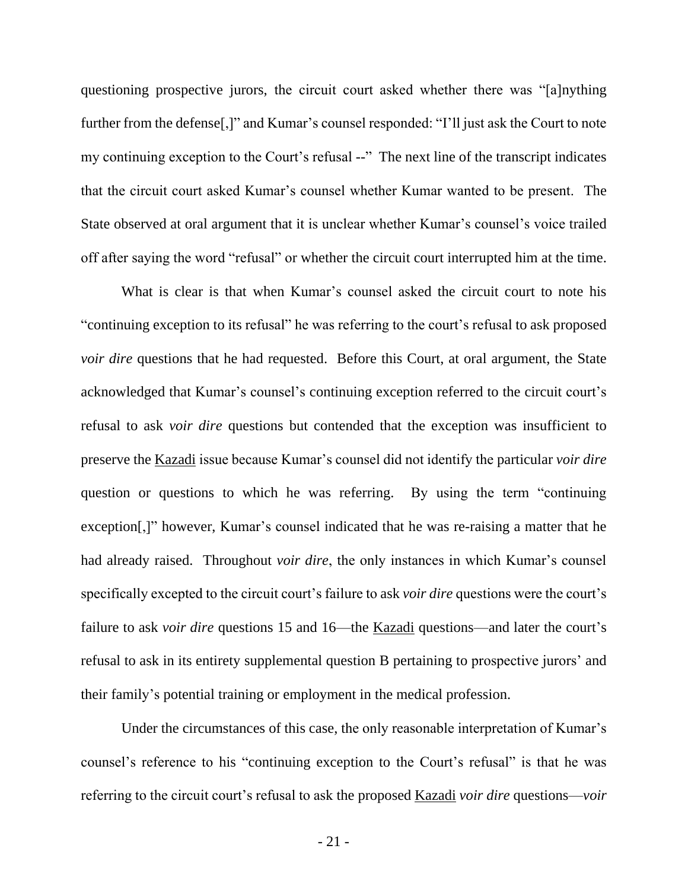questioning prospective jurors, the circuit court asked whether there was "[a]nything further from the defense[,]" and Kumar's counsel responded: "I'll just ask the Court to note my continuing exception to the Court's refusal --" The next line of the transcript indicates that the circuit court asked Kumar's counsel whether Kumar wanted to be present. The State observed at oral argument that it is unclear whether Kumar's counsel's voice trailed off after saying the word "refusal" or whether the circuit court interrupted him at the time.

What is clear is that when Kumar's counsel asked the circuit court to note his "continuing exception to its refusal" he was referring to the court's refusal to ask proposed *voir dire* questions that he had requested. Before this Court, at oral argument, the State acknowledged that Kumar's counsel's continuing exception referred to the circuit court's refusal to ask *voir dire* questions but contended that the exception was insufficient to preserve the Kazadi issue because Kumar's counsel did not identify the particular *voir dire* question or questions to which he was referring. By using the term "continuing exception[,]" however, Kumar's counsel indicated that he was re-raising a matter that he had already raised. Throughout *voir dire*, the only instances in which Kumar's counsel specifically excepted to the circuit court's failure to ask *voir dire* questions were the court's failure to ask *voir dire* questions 15 and 16—the Kazadi questions—and later the court's refusal to ask in its entirety supplemental question B pertaining to prospective jurors' and their family's potential training or employment in the medical profession.

Under the circumstances of this case, the only reasonable interpretation of Kumar's counsel's reference to his "continuing exception to the Court's refusal" is that he was referring to the circuit court's refusal to ask the proposed Kazadi *voir dire* questions—*voir*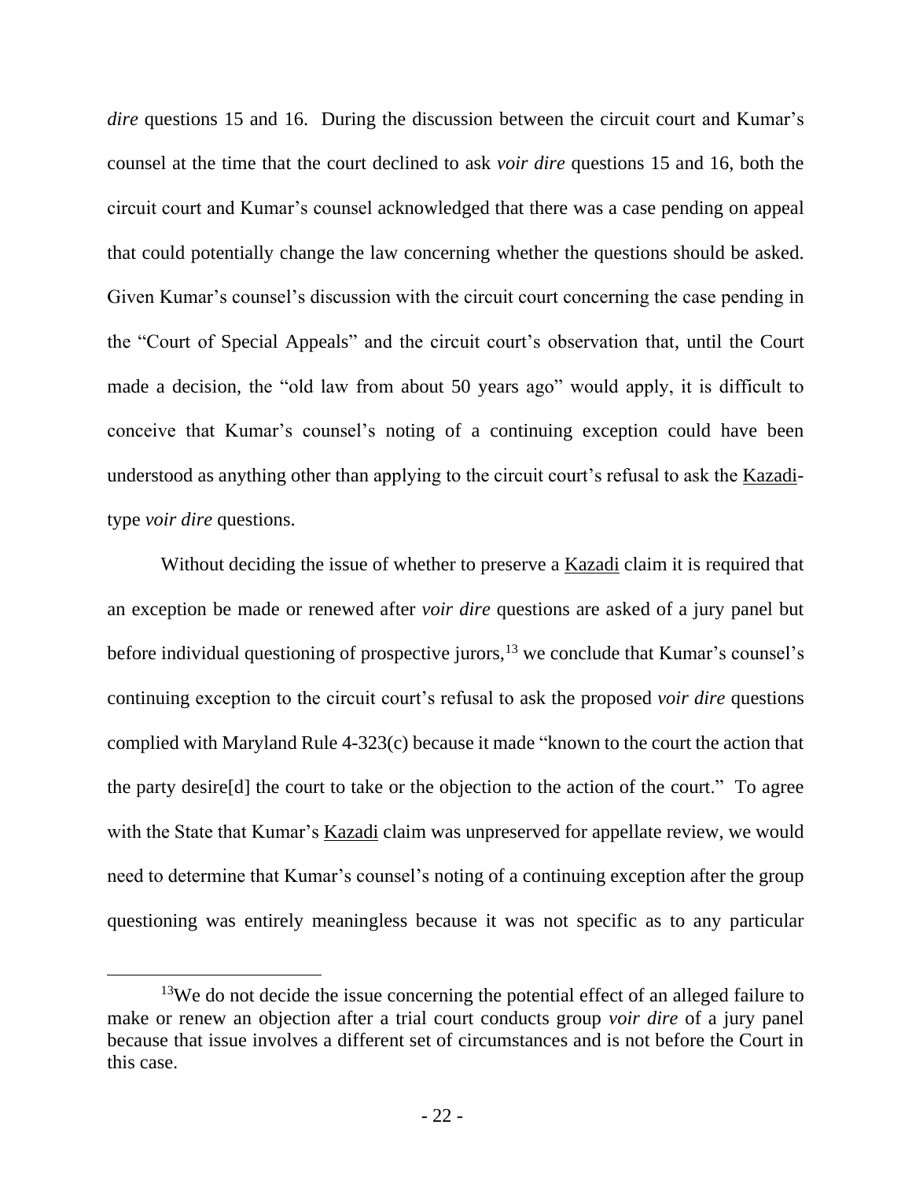*dire* questions 15 and 16. During the discussion between the circuit court and Kumar's counsel at the time that the court declined to ask *voir dire* questions 15 and 16, both the circuit court and Kumar's counsel acknowledged that there was a case pending on appeal that could potentially change the law concerning whether the questions should be asked. Given Kumar's counsel's discussion with the circuit court concerning the case pending in the "Court of Special Appeals" and the circuit court's observation that, until the Court made a decision, the "old law from about 50 years ago" would apply, it is difficult to conceive that Kumar's counsel's noting of a continuing exception could have been understood as anything other than applying to the circuit court's refusal to ask the Kazadi-type *voir dire* questions.

Without deciding the issue of whether to preserve a Kazadi claim it is required that an exception be made or renewed after *voir dire* questions are asked of a jury panel but before individual questioning of prospective jurors,[13] we conclude that Kumar's counsel's continuing exception to the circuit court's refusal to ask the proposed *voir dire* questions complied with Maryland Rule 4-323(c) because it made "known to the court the action that the party desire[d] the court to take or the objection to the action of the court." To agree with the State that Kumar's Kazadi claim was unpreserved for appellate review, we would need to determine that Kumar's counsel's noting of a continuing exception after the group questioning was entirely meaningless because it was not specific as to any particular

[13]We do not decide the issue concerning the potential effect of an alleged failure to make or renew an objection after a trial court conducts group *voir dire* of a jury panel because that issue involves a different set of circumstances and is not before the Court in this case.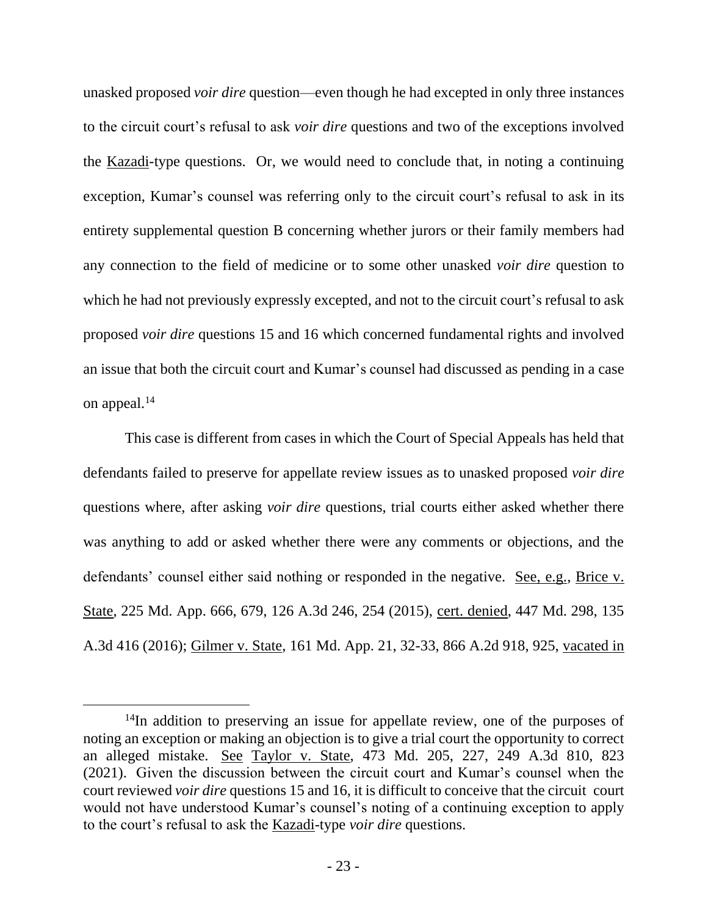unasked proposed *voir dire* question—even though he had excepted in only three instances to the circuit court's refusal to ask *voir dire* questions and two of the exceptions involved the Kazadi-type questions. Or, we would need to conclude that, in noting a continuing exception, Kumar's counsel was referring only to the circuit court's refusal to ask in its entirety supplemental question B concerning whether jurors or their family members had any connection to the field of medicine or to some other unasked *voir dire* question to which he had not previously expressly excepted, and not to the circuit court's refusal to ask proposed *voir dire* questions 15 and 16 which concerned fundamental rights and involved an issue that both the circuit court and Kumar's counsel had discussed as pending in a case on appeal.[14]

This case is different from cases in which the Court of Special Appeals has held that defendants failed to preserve for appellate review issues as to unasked proposed *voir dire* questions where, after asking *voir dire* questions, trial courts either asked whether there was anything to add or asked whether there were any comments or objections, and the defendants' counsel either said nothing or responded in the negative. See, e.g., Brice v. State, 225 Md. App. 666, 679, 126 A.3d 246, 254 (2015), cert. denied, 447 Md. 298, 135 A.3d 416 (2016); Gilmer v. State, 161 Md. App. 21, 32-33, 866 A.2d 918, 925, vacated in

---

[14] In addition to preserving an issue for appellate review, one of the purposes of noting an exception or making an objection is to give a trial court the opportunity to correct an alleged mistake. See Taylor v. State, 473 Md. 205, 227, 249 A.3d 810, 823 (2021). Given the discussion between the circuit court and Kumar's counsel when the court reviewed *voir dire* questions 15 and 16, it is difficult to conceive that the circuit court would not have understood Kumar's counsel's noting of a continuing exception to apply to the court's refusal to ask the Kazadi-type *voir dire* questions.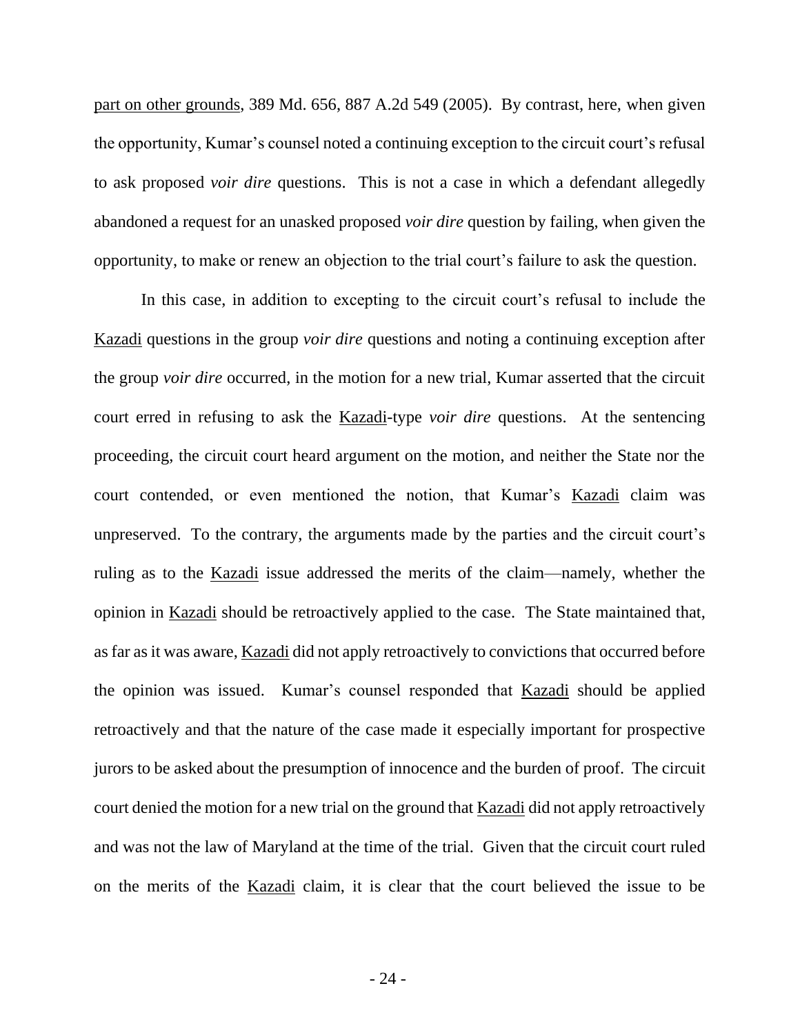part on other grounds, 389 Md. 656, 887 A.2d 549 (2005). By contrast, here, when given the opportunity, Kumar's counsel noted a continuing exception to the circuit court's refusal to ask proposed *voir dire* questions. This is not a case in which a defendant allegedly abandoned a request for an unasked proposed *voir dire* question by failing, when given the opportunity, to make or renew an objection to the trial court's failure to ask the question.

In this case, in addition to excepting to the circuit court's refusal to include the Kazadi questions in the group *voir dire* questions and noting a continuing exception after the group *voir dire* occurred, in the motion for a new trial, Kumar asserted that the circuit court erred in refusing to ask the Kazadi-type *voir dire* questions. At the sentencing proceeding, the circuit court heard argument on the motion, and neither the State nor the court contended, or even mentioned the notion, that Kumar's Kazadi claim was unpreserved. To the contrary, the arguments made by the parties and the circuit court's ruling as to the Kazadi issue addressed the merits of the claim—namely, whether the opinion in Kazadi should be retroactively applied to the case. The State maintained that, as far as it was aware, Kazadi did not apply retroactively to convictions that occurred before the opinion was issued. Kumar's counsel responded that Kazadi should be applied retroactively and that the nature of the case made it especially important for prospective jurors to be asked about the presumption of innocence and the burden of proof. The circuit court denied the motion for a new trial on the ground that Kazadi did not apply retroactively and was not the law of Maryland at the time of the trial. Given that the circuit court ruled on the merits of the Kazadi claim, it is clear that the court believed the issue to be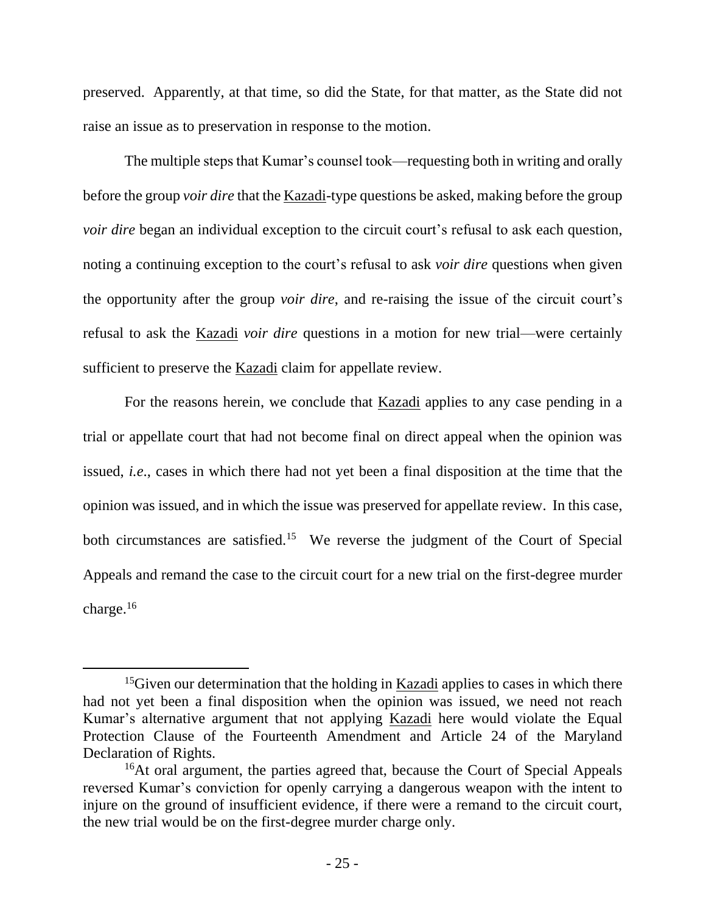preserved. Apparently, at that time, so did the State, for that matter, as the State did not raise an issue as to preservation in response to the motion.

The multiple steps that Kumar's counsel took—requesting both in writing and orally before the group *voir dire* that the Kazadi-type questions be asked, making before the group *voir dire* began an individual exception to the circuit court's refusal to ask each question, noting a continuing exception to the court's refusal to ask *voir dire* questions when given the opportunity after the group *voir dire*, and re-raising the issue of the circuit court's refusal to ask the Kazadi *voir dire* questions in a motion for new trial—were certainly sufficient to preserve the Kazadi claim for appellate review.

For the reasons herein, we conclude that Kazadi applies to any case pending in a trial or appellate court that had not become final on direct appeal when the opinion was issued, *i.e.*, cases in which there had not yet been a final disposition at the time that the opinion was issued, and in which the issue was preserved for appellate review. In this case, both circumstances are satisfied.[15] We reverse the judgment of the Court of Special Appeals and remand the case to the circuit court for a new trial on the first-degree murder charge.[16]

---

[15]Given our determination that the holding in Kazadi applies to cases in which there had not yet been a final disposition when the opinion was issued, we need not reach Kumar's alternative argument that not applying Kazadi here would violate the Equal Protection Clause of the Fourteenth Amendment and Article 24 of the Maryland Declaration of Rights.

[16]At oral argument, the parties agreed that, because the Court of Special Appeals reversed Kumar's conviction for openly carrying a dangerous weapon with the intent to injure on the ground of insufficient evidence, if there were a remand to the circuit court, the new trial would be on the first-degree murder charge only.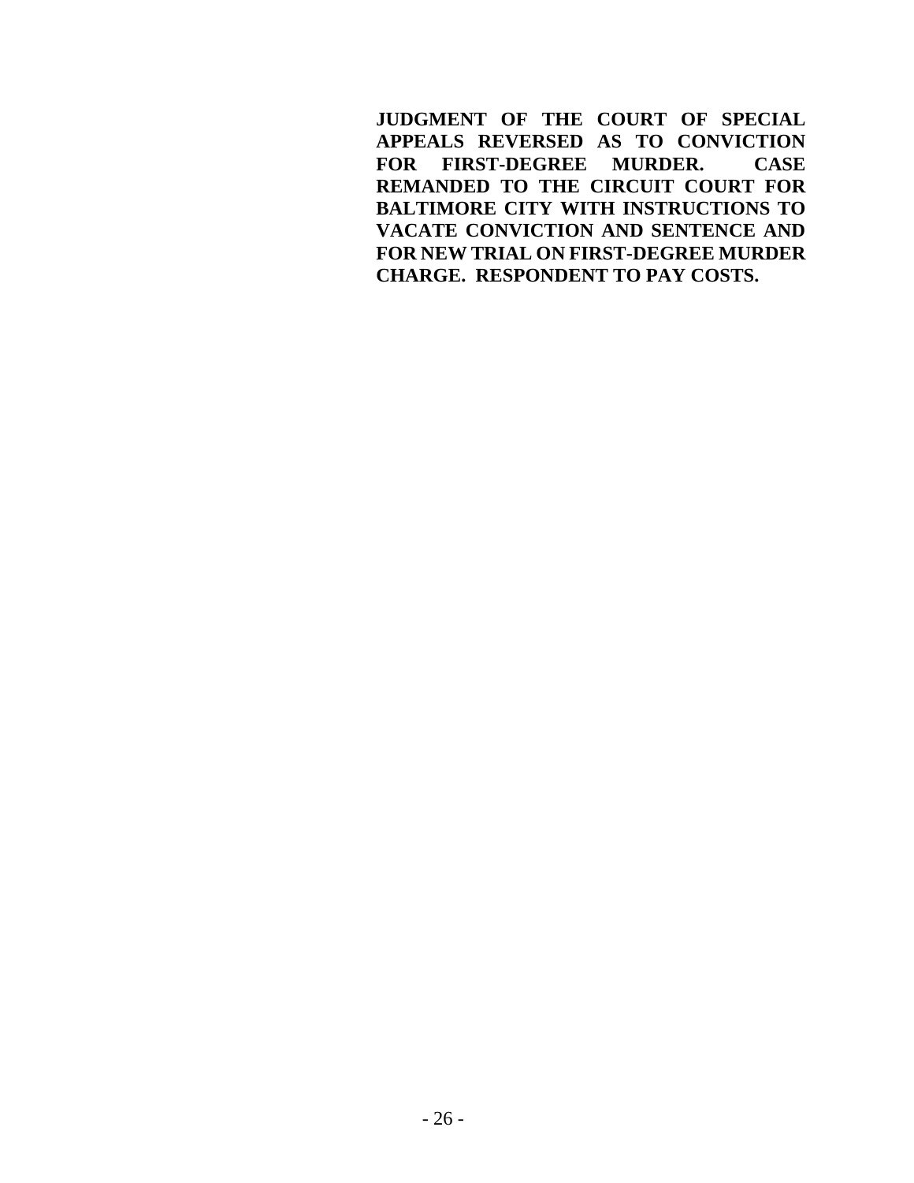**JUDGMENT OF THE COURT OF SPECIAL APPEALS REVERSED AS TO CONVICTION FOR FIRST-DEGREE MURDER. CASE REMANDED TO THE CIRCUIT COURT FOR BALTIMORE CITY WITH INSTRUCTIONS TO VACATE CONVICTION AND SENTENCE AND FOR NEW TRIAL ON FIRST-DEGREE MURDER CHARGE. RESPONDENT TO PAY COSTS.**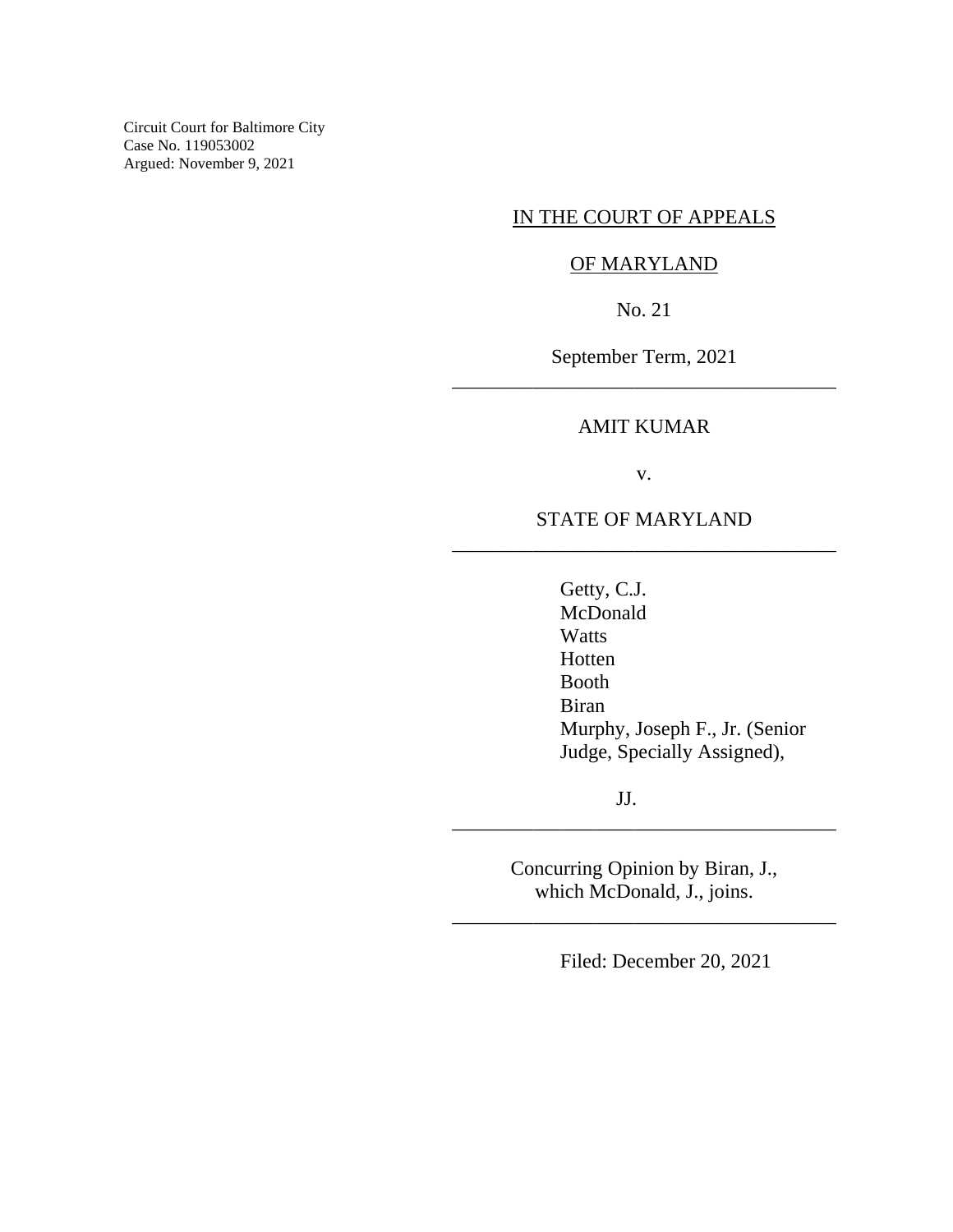Circuit Court for Baltimore City
Case No. 119053002
Argued: November 9, 2021

IN THE COURT OF APPEALS

OF MARYLAND

No. 21

September Term, 2021

---

AMIT KUMAR

v.

STATE OF MARYLAND

---

Getty, C.J.
McDonald
Watts
Hotten
Booth
Biran
Murphy, Joseph F., Jr. (Senior Judge, Specially Assigned),

JJ.

---

Concurring Opinion by Biran, J., which McDonald, J., joins.

---

Filed: December 20, 2021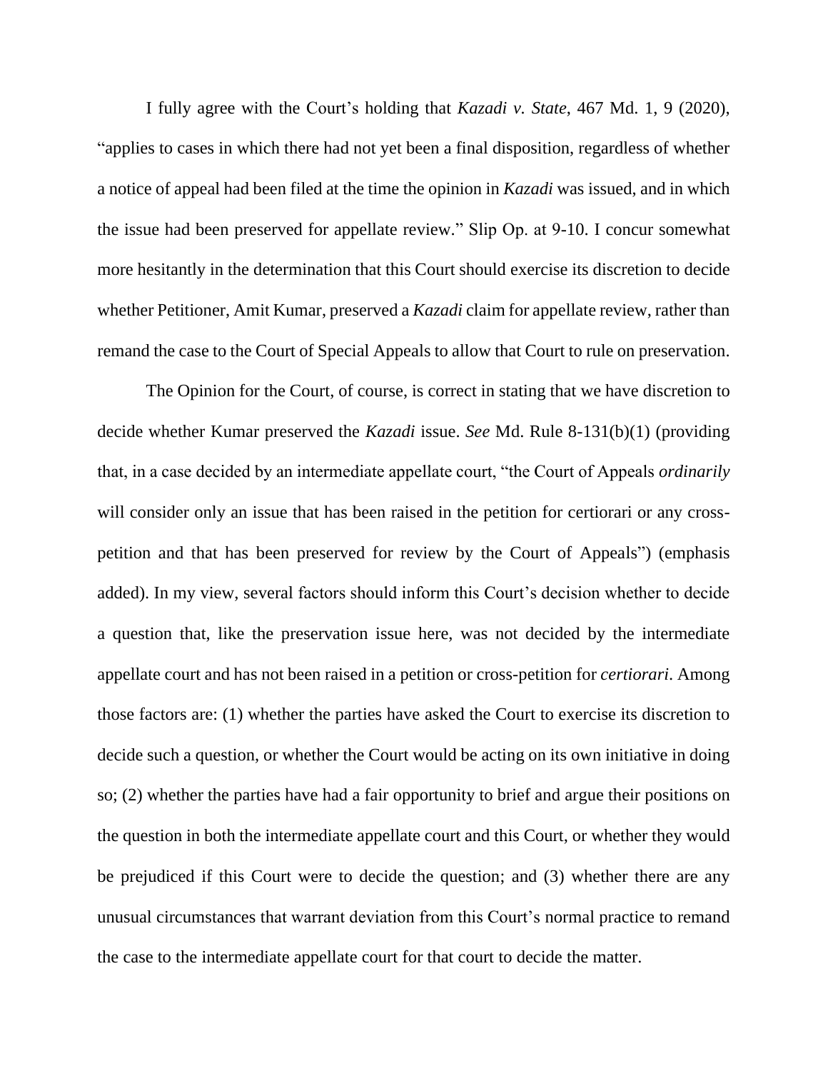I fully agree with the Court's holding that *Kazadi v. State*, 467 Md. 1, 9 (2020), "applies to cases in which there had not yet been a final disposition, regardless of whether a notice of appeal had been filed at the time the opinion in *Kazadi* was issued, and in which the issue had been preserved for appellate review." Slip Op. at 9-10. I concur somewhat more hesitantly in the determination that this Court should exercise its discretion to decide whether Petitioner, Amit Kumar, preserved a *Kazadi* claim for appellate review, rather than remand the case to the Court of Special Appeals to allow that Court to rule on preservation.

The Opinion for the Court, of course, is correct in stating that we have discretion to decide whether Kumar preserved the *Kazadi* issue. *See* Md. Rule 8-131(b)(1) (providing that, in a case decided by an intermediate appellate court, "the Court of Appeals *ordinarily* will consider only an issue that has been raised in the petition for certiorari or any cross-petition and that has been preserved for review by the Court of Appeals") (emphasis added). In my view, several factors should inform this Court's decision whether to decide a question that, like the preservation issue here, was not decided by the intermediate appellate court and has not been raised in a petition or cross-petition for *certiorari*. Among those factors are: (1) whether the parties have asked the Court to exercise its discretion to decide such a question, or whether the Court would be acting on its own initiative in doing so; (2) whether the parties have had a fair opportunity to brief and argue their positions on the question in both the intermediate appellate court and this Court, or whether they would be prejudiced if this Court were to decide the question; and (3) whether there are any unusual circumstances that warrant deviation from this Court's normal practice to remand the case to the intermediate appellate court for that court to decide the matter.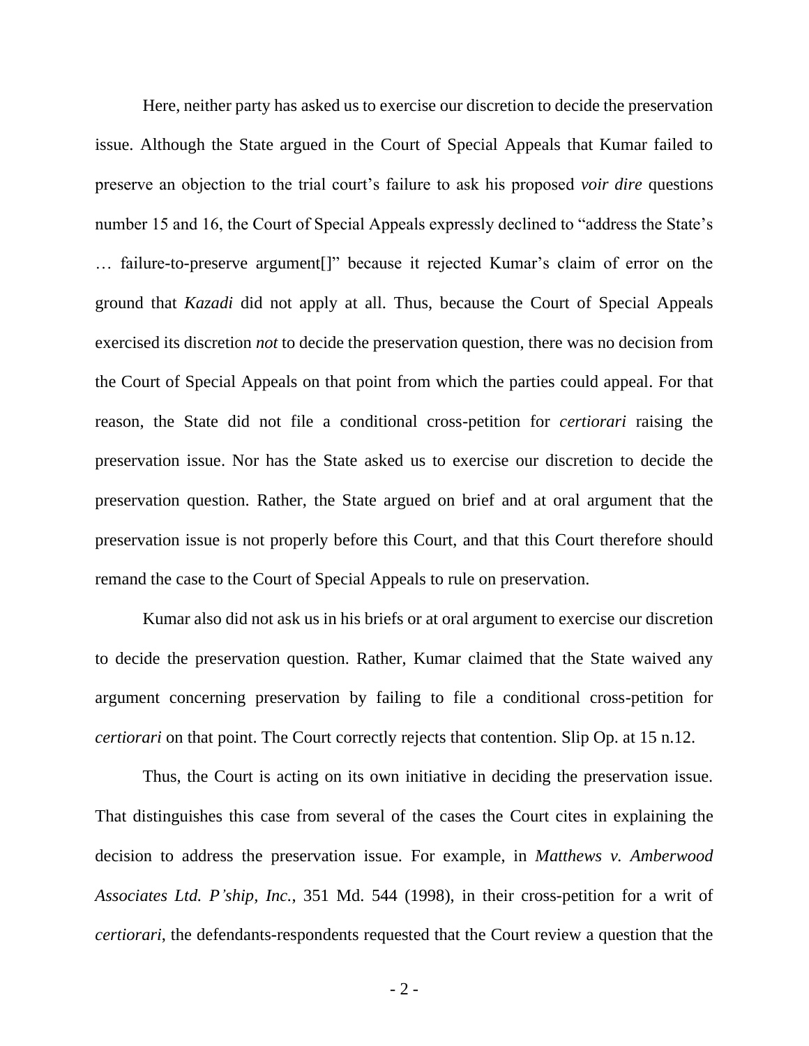Here, neither party has asked us to exercise our discretion to decide the preservation issue. Although the State argued in the Court of Special Appeals that Kumar failed to preserve an objection to the trial court's failure to ask his proposed *voir dire* questions number 15 and 16, the Court of Special Appeals expressly declined to "address the State's … failure-to-preserve argument[]" because it rejected Kumar's claim of error on the ground that *Kazadi* did not apply at all. Thus, because the Court of Special Appeals exercised its discretion *not* to decide the preservation question, there was no decision from the Court of Special Appeals on that point from which the parties could appeal. For that reason, the State did not file a conditional cross-petition for *certiorari* raising the preservation issue. Nor has the State asked us to exercise our discretion to decide the preservation question. Rather, the State argued on brief and at oral argument that the preservation issue is not properly before this Court, and that this Court therefore should remand the case to the Court of Special Appeals to rule on preservation.

Kumar also did not ask us in his briefs or at oral argument to exercise our discretion to decide the preservation question. Rather, Kumar claimed that the State waived any argument concerning preservation by failing to file a conditional cross-petition for *certiorari* on that point. The Court correctly rejects that contention. Slip Op. at 15 n.12.

Thus, the Court is acting on its own initiative in deciding the preservation issue. That distinguishes this case from several of the cases the Court cites in explaining the decision to address the preservation issue. For example, in *Matthews v. Amberwood Associates Ltd. P'ship, Inc.*, 351 Md. 544 (1998), in their cross-petition for a writ of *certiorari*, the defendants-respondents requested that the Court review a question that the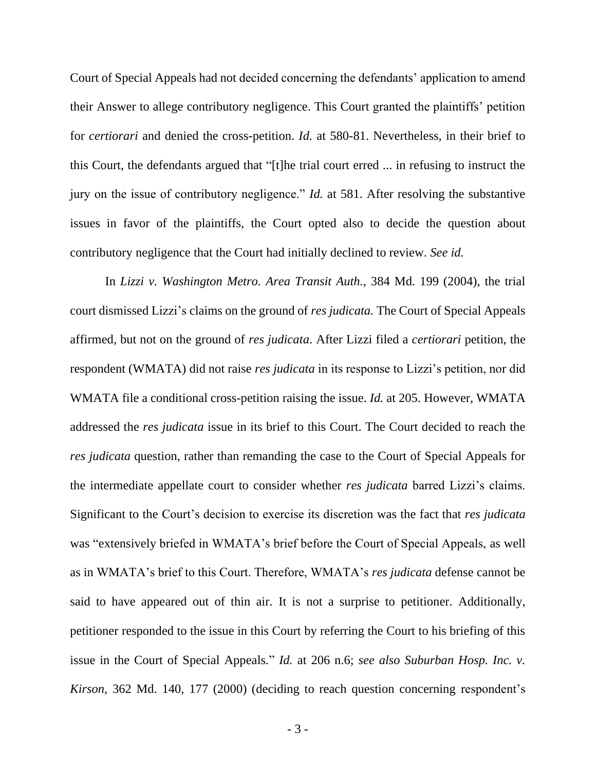Court of Special Appeals had not decided concerning the defendants' application to amend their Answer to allege contributory negligence. This Court granted the plaintiffs' petition for *certiorari* and denied the cross-petition. *Id.* at 580-81. Nevertheless, in their brief to this Court, the defendants argued that "[t]he trial court erred ... in refusing to instruct the jury on the issue of contributory negligence." *Id.* at 581. After resolving the substantive issues in favor of the plaintiffs, the Court opted also to decide the question about contributory negligence that the Court had initially declined to review. *See id.*

In *Lizzi v. Washington Metro. Area Transit Auth.*, 384 Md. 199 (2004), the trial court dismissed Lizzi's claims on the ground of *res judicata.* The Court of Special Appeals affirmed, but not on the ground of *res judicata*. After Lizzi filed a *certiorari* petition, the respondent (WMATA) did not raise *res judicata* in its response to Lizzi's petition, nor did WMATA file a conditional cross-petition raising the issue. *Id.* at 205. However, WMATA addressed the *res judicata* issue in its brief to this Court. The Court decided to reach the *res judicata* question, rather than remanding the case to the Court of Special Appeals for the intermediate appellate court to consider whether *res judicata* barred Lizzi's claims. Significant to the Court's decision to exercise its discretion was the fact that *res judicata* was "extensively briefed in WMATA's brief before the Court of Special Appeals, as well as in WMATA's brief to this Court. Therefore, WMATA's *res judicata* defense cannot be said to have appeared out of thin air. It is not a surprise to petitioner. Additionally, petitioner responded to the issue in this Court by referring the Court to his briefing of this issue in the Court of Special Appeals." *Id.* at 206 n.6; *see also Suburban Hosp. Inc. v. Kirson*, 362 Md. 140, 177 (2000) (deciding to reach question concerning respondent's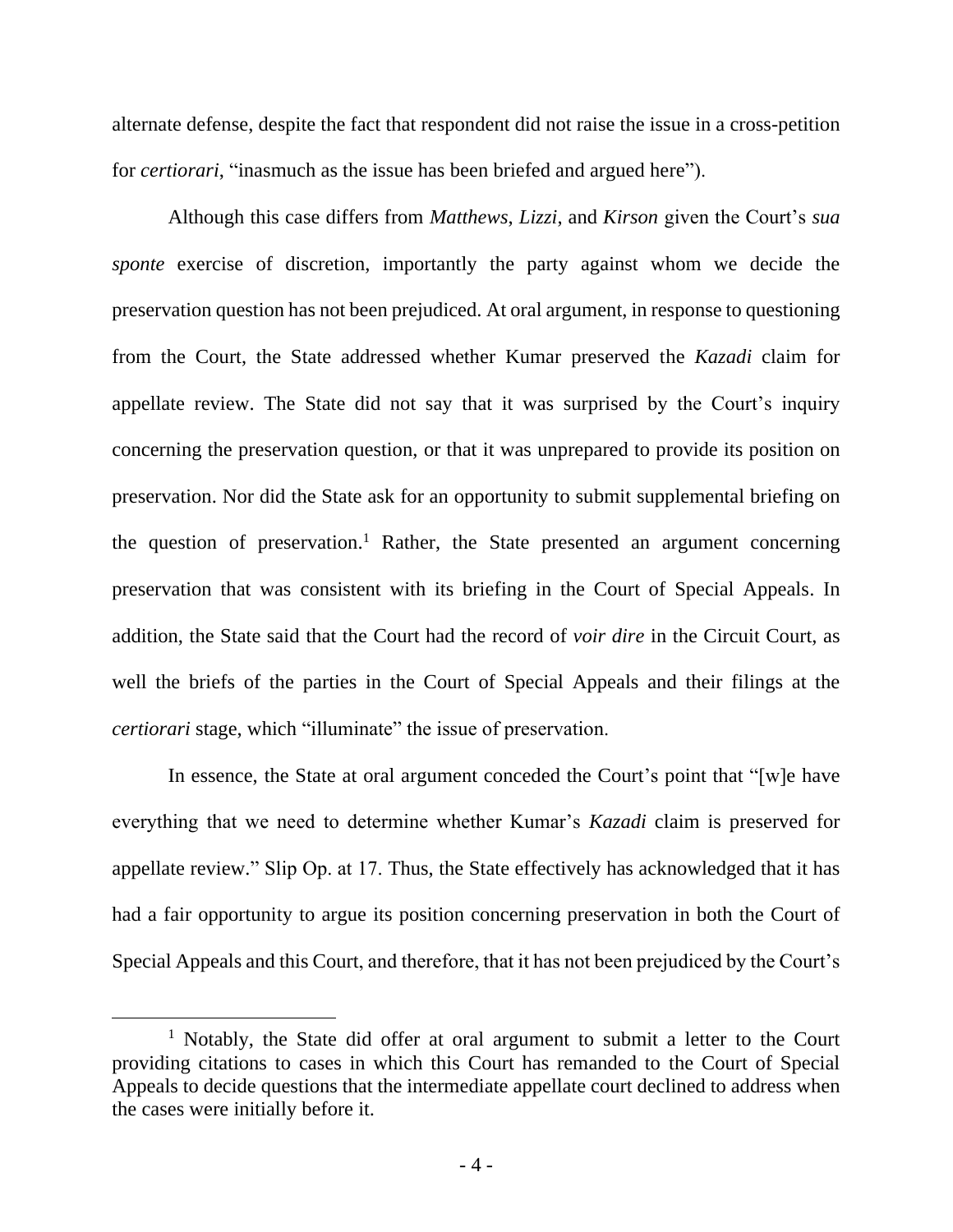alternate defense, despite the fact that respondent did not raise the issue in a cross-petition for *certiorari*, "inasmuch as the issue has been briefed and argued here").

Although this case differs from *Matthews*, *Lizzi*, and *Kirson* given the Court's *sua sponte* exercise of discretion, importantly the party against whom we decide the preservation question has not been prejudiced. At oral argument, in response to questioning from the Court, the State addressed whether Kumar preserved the *Kazadi* claim for appellate review. The State did not say that it was surprised by the Court's inquiry concerning the preservation question, or that it was unprepared to provide its position on preservation. Nor did the State ask for an opportunity to submit supplemental briefing on the question of preservation.[1] Rather, the State presented an argument concerning preservation that was consistent with its briefing in the Court of Special Appeals. In addition, the State said that the Court had the record of *voir dire* in the Circuit Court, as well the briefs of the parties in the Court of Special Appeals and their filings at the *certiorari* stage, which "illuminate" the issue of preservation.

In essence, the State at oral argument conceded the Court's point that "[w]e have everything that we need to determine whether Kumar's *Kazadi* claim is preserved for appellate review." Slip Op. at 17. Thus, the State effectively has acknowledged that it has had a fair opportunity to argue its position concerning preservation in both the Court of Special Appeals and this Court, and therefore, that it has not been prejudiced by the Court's

[1] Notably, the State did offer at oral argument to submit a letter to the Court providing citations to cases in which this Court has remanded to the Court of Special Appeals to decide questions that the intermediate appellate court declined to address when the cases were initially before it.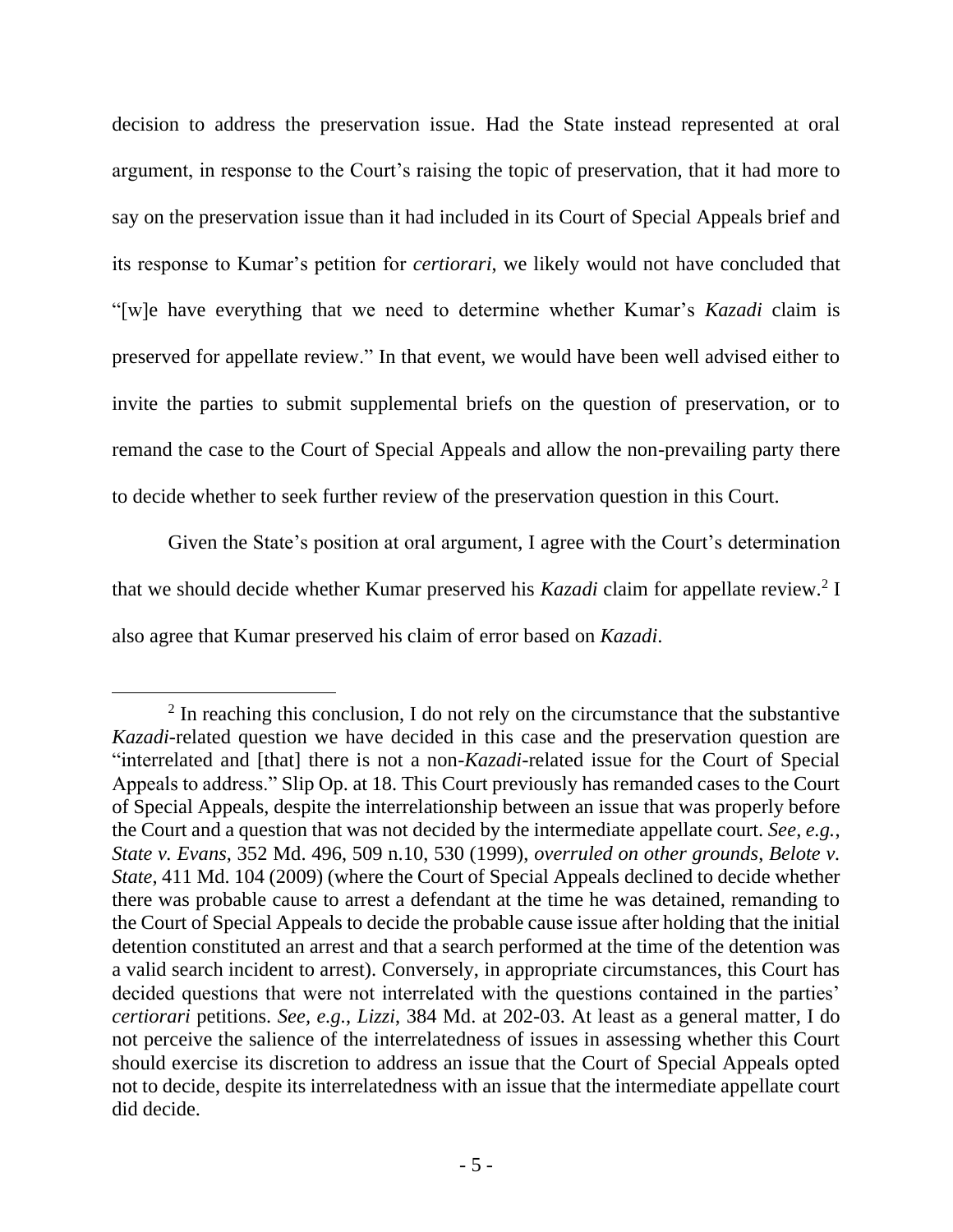decision to address the preservation issue. Had the State instead represented at oral argument, in response to the Court's raising the topic of preservation, that it had more to say on the preservation issue than it had included in its Court of Special Appeals brief and its response to Kumar's petition for *certiorari*, we likely would not have concluded that "[w]e have everything that we need to determine whether Kumar's *Kazadi* claim is preserved for appellate review." In that event, we would have been well advised either to invite the parties to submit supplemental briefs on the question of preservation, or to remand the case to the Court of Special Appeals and allow the non-prevailing party there to decide whether to seek further review of the preservation question in this Court.

Given the State's position at oral argument, I agree with the Court's determination that we should decide whether Kumar preserved his *Kazadi* claim for appellate review.[2] I also agree that Kumar preserved his claim of error based on *Kazadi*.

---

[2] In reaching this conclusion, I do not rely on the circumstance that the substantive *Kazadi*-related question we have decided in this case and the preservation question are "interrelated and [that] there is not a non-*Kazadi*-related issue for the Court of Special Appeals to address." Slip Op. at 18. This Court previously has remanded cases to the Court of Special Appeals, despite the interrelationship between an issue that was properly before the Court and a question that was not decided by the intermediate appellate court. *See, e.g.*, *State v. Evans*, 352 Md. 496, 509 n.10, 530 (1999), *overruled on other grounds*, *Belote v. State*, 411 Md. 104 (2009) (where the Court of Special Appeals declined to decide whether there was probable cause to arrest a defendant at the time he was detained, remanding to the Court of Special Appeals to decide the probable cause issue after holding that the initial detention constituted an arrest and that a search performed at the time of the detention was a valid search incident to arrest). Conversely, in appropriate circumstances, this Court has decided questions that were not interrelated with the questions contained in the parties' *certiorari* petitions. *See, e.g.*, *Lizzi*, 384 Md. at 202-03. At least as a general matter, I do not perceive the salience of the interrelatedness of issues in assessing whether this Court should exercise its discretion to address an issue that the Court of Special Appeals opted not to decide, despite its interrelatedness with an issue that the intermediate appellate court did decide.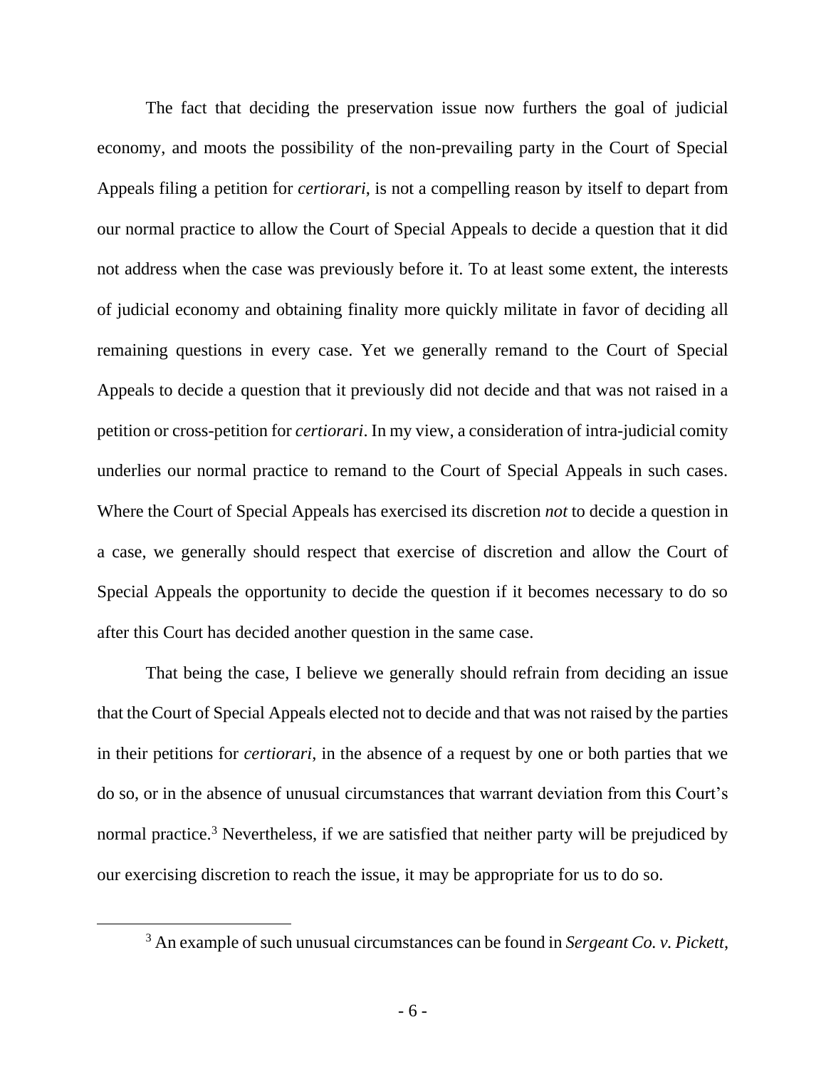The fact that deciding the preservation issue now furthers the goal of judicial economy, and moots the possibility of the non-prevailing party in the Court of Special Appeals filing a petition for *certiorari*, is not a compelling reason by itself to depart from our normal practice to allow the Court of Special Appeals to decide a question that it did not address when the case was previously before it. To at least some extent, the interests of judicial economy and obtaining finality more quickly militate in favor of deciding all remaining questions in every case. Yet we generally remand to the Court of Special Appeals to decide a question that it previously did not decide and that was not raised in a petition or cross-petition for *certiorari*. In my view, a consideration of intra-judicial comity underlies our normal practice to remand to the Court of Special Appeals in such cases. Where the Court of Special Appeals has exercised its discretion *not* to decide a question in a case, we generally should respect that exercise of discretion and allow the Court of Special Appeals the opportunity to decide the question if it becomes necessary to do so after this Court has decided another question in the same case.

That being the case, I believe we generally should refrain from deciding an issue that the Court of Special Appeals elected not to decide and that was not raised by the parties in their petitions for *certiorari*, in the absence of a request by one or both parties that we do so, or in the absence of unusual circumstances that warrant deviation from this Court's normal practice.[3] Nevertheless, if we are satisfied that neither party will be prejudiced by our exercising discretion to reach the issue, it may be appropriate for us to do so.

[3] An example of such unusual circumstances can be found in *Sergeant Co. v. Pickett*,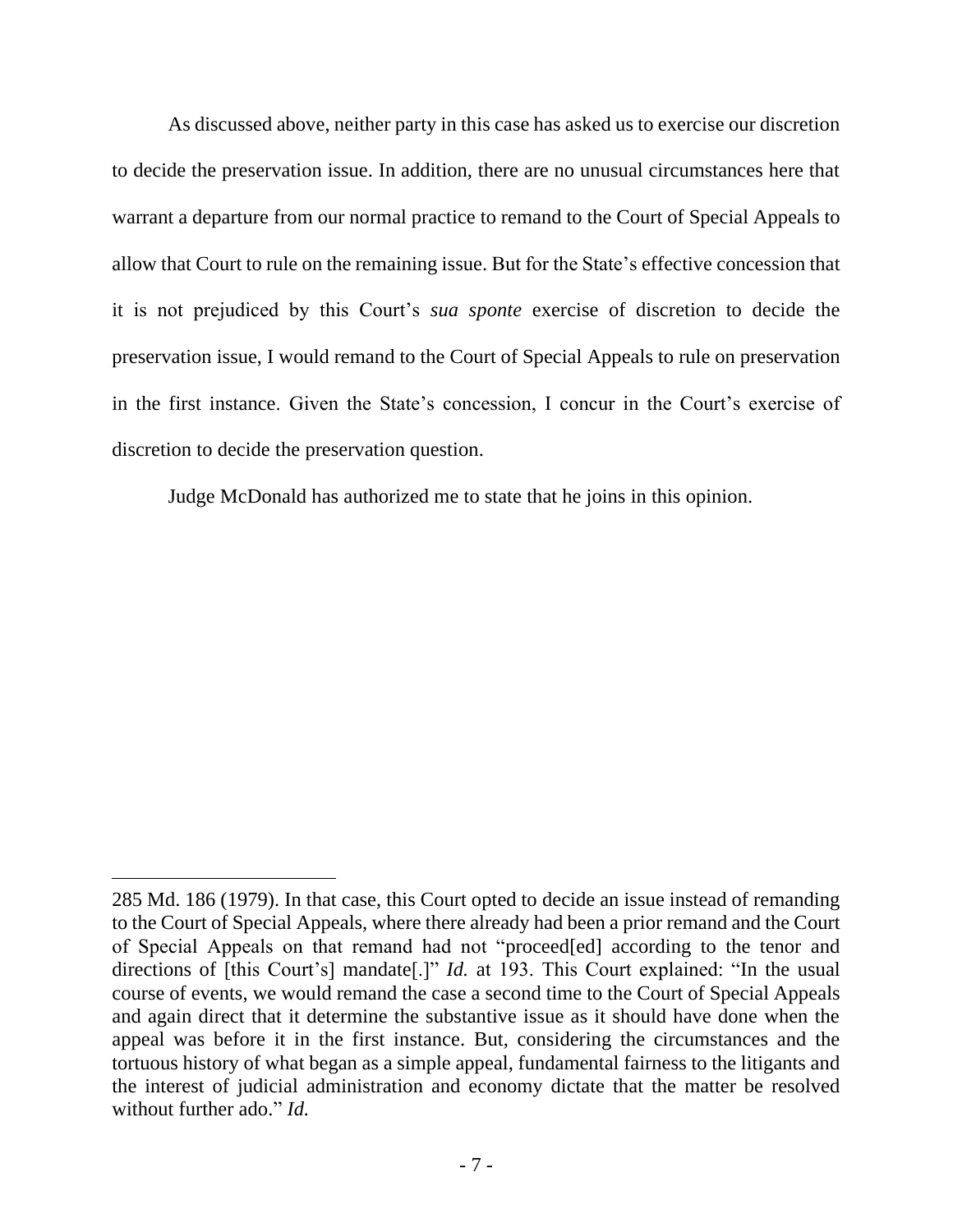As discussed above, neither party in this case has asked us to exercise our discretion to decide the preservation issue. In addition, there are no unusual circumstances here that warrant a departure from our normal practice to remand to the Court of Special Appeals to allow that Court to rule on the remaining issue. But for the State's effective concession that it is not prejudiced by this Court's *sua sponte* exercise of discretion to decide the preservation issue, I would remand to the Court of Special Appeals to rule on preservation in the first instance. Given the State's concession, I concur in the Court's exercise of discretion to decide the preservation question.

Judge McDonald has authorized me to state that he joins in this opinion.

---

285 Md. 186 (1979). In that case, this Court opted to decide an issue instead of remanding to the Court of Special Appeals, where there already had been a prior remand and the Court of Special Appeals on that remand had not "proceed[ed] according to the tenor and directions of [this Court's] mandate[.]" *Id.* at 193. This Court explained: "In the usual course of events, we would remand the case a second time to the Court of Special Appeals and again direct that it determine the substantive issue as it should have done when the appeal was before it in the first instance. But, considering the circumstances and the tortuous history of what began as a simple appeal, fundamental fairness to the litigants and the interest of judicial administration and economy dictate that the matter be resolved without further ado." *Id.*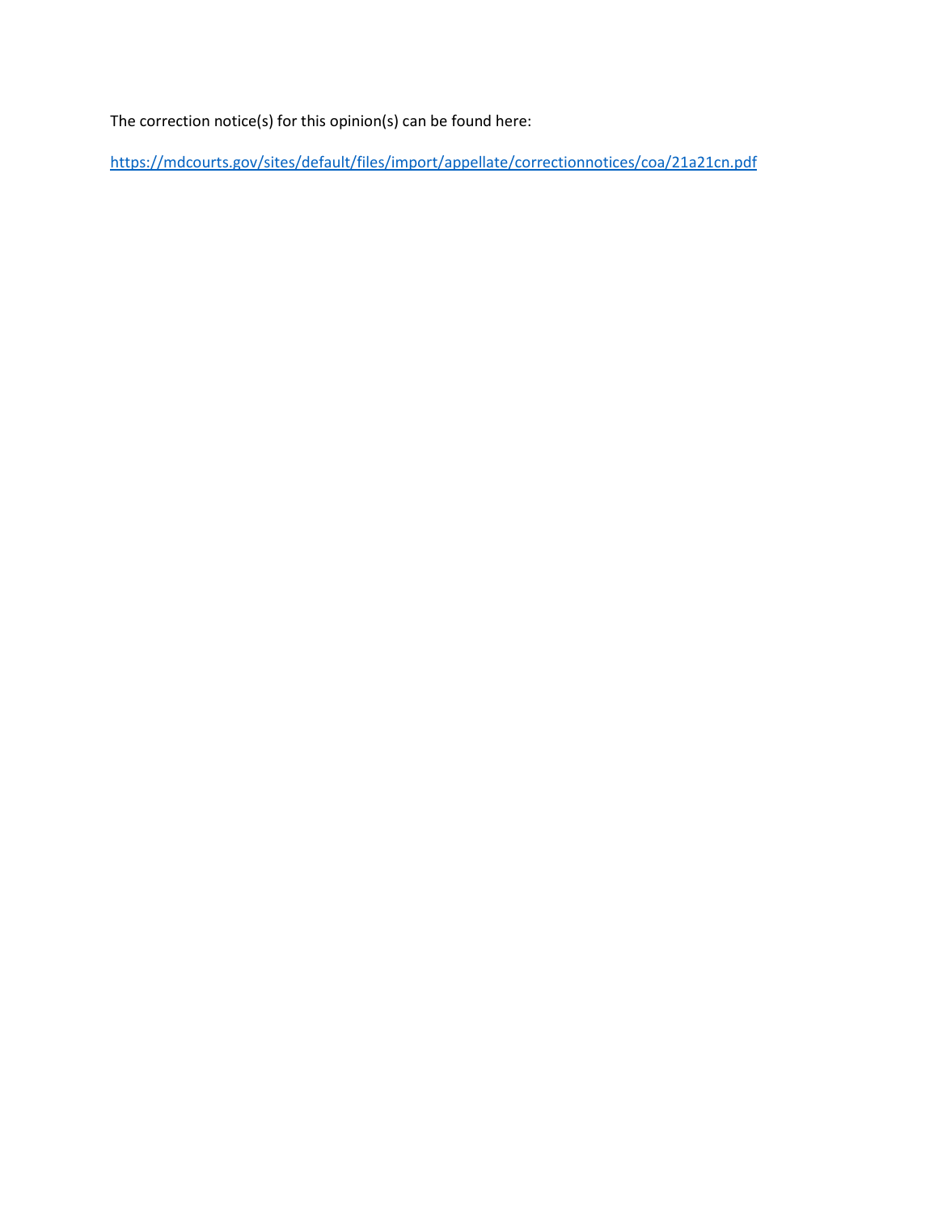The correction notice(s) for this opinion(s) can be found here:

https://mdcourts.gov/sites/default/files/import/appellate/correctionnotices/coa/21a21cn.pdf